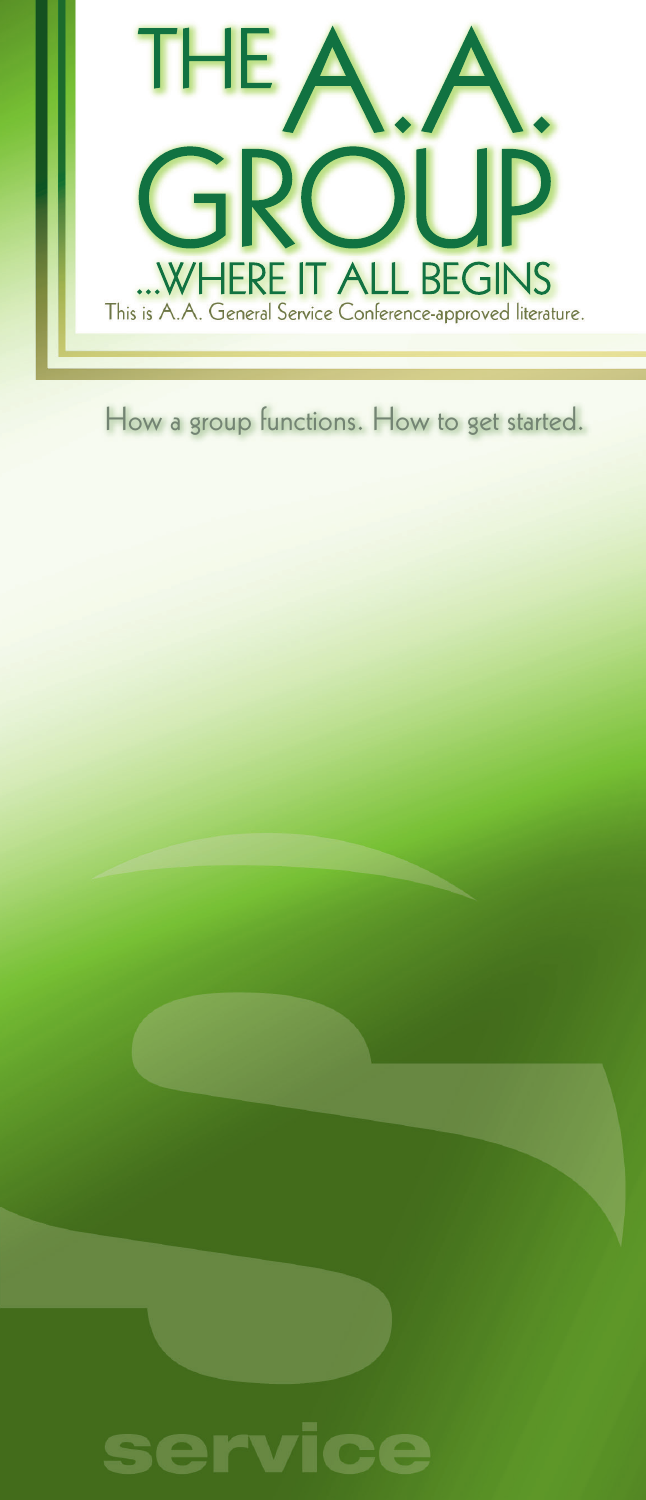# THE A.A. GROUP

## ...WHERE IT ALL BEGINS

This is A.A. General Service Conference-approved literature.

How a group functions. How to get started.

service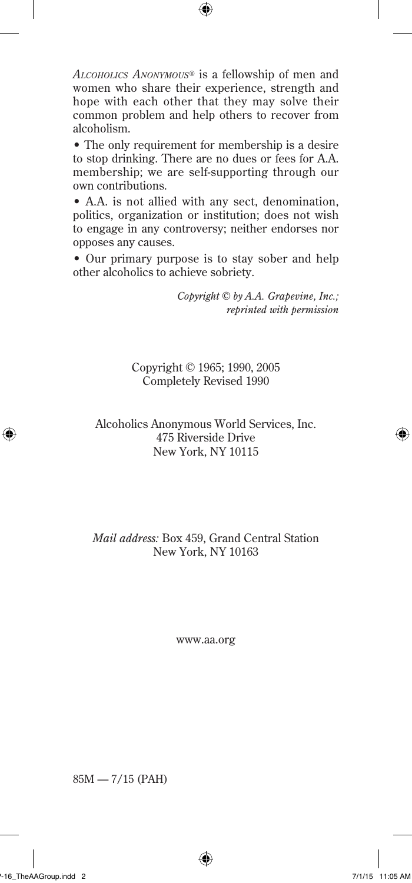*Alcoholics Anonymous®* is a fellowship of men and women who share their experience, strength and hope with each other that they may solve their common problem and help others to recover from alcoholism.

• The only requirement for membership is a desire to stop drinking. There are no dues or fees for A.A. membership; we are self-supporting through our own contributions.

• A.A. is not allied with any sect, denomination, politics, organization or institution; does not wish to engage in any controversy; neither endorses nor opposes any causes.

• Our primary purpose is to stay sober and help other alcoholics to achieve sobriety.

*Copyright © by A.A. Grapevine, Inc.; reprinted with permission*

Copyright © 1965; 1990, 2005
Completely Revised 1990

Alcoholics Anonymous World Services, Inc.
475 Riverside Drive
New York, NY 10115

*Mail address:* Box 459, Grand Central Station
New York, NY 10163

www.aa.org

85M — 7/15 (PAH)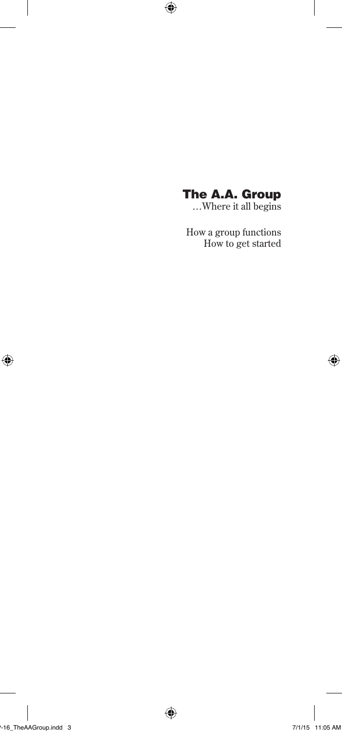# The A.A. Group

…Where it all begins

How a group functions
How to get started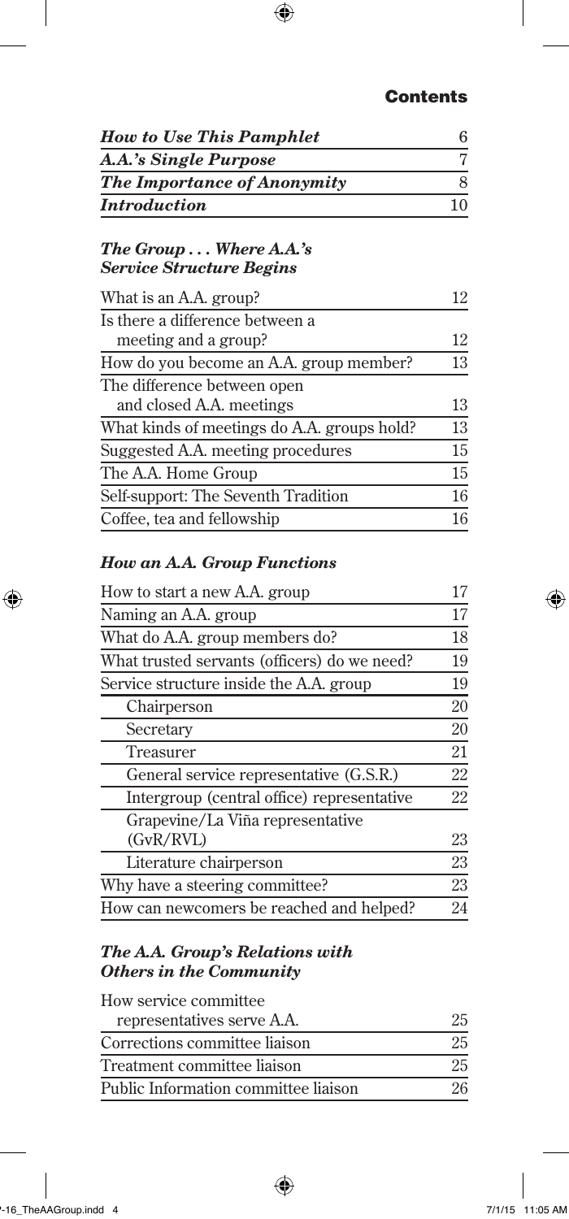## Contents

| | |
|---|---|
| ***How to Use This Pamphlet*** | 6 |
| ***A.A.'s Single Purpose*** | 7 |
| ***The Importance of Anonymity*** | 8 |
| ***Introduction*** | 10 |

### *The Group . . . Where A.A.'s Service Structure Begins*

| | |
|---|---|
| What is an A.A. group? | 12 |
| Is there a difference between a meeting and a group? | 12 |
| How do you become an A.A. group member? | 13 |
| The difference between open and closed A.A. meetings | 13 |
| What kinds of meetings do A.A. groups hold? | 13 |
| Suggested A.A. meeting procedures | 15 |
| The A.A. Home Group | 15 |
| Self-support: The Seventh Tradition | 16 |
| Coffee, tea and fellowship | 16 |

### *How an A.A. Group Functions*

| | |
|---|---|
| How to start a new A.A. group | 17 |
| Naming an A.A. group | 17 |
| What do A.A. group members do? | 18 |
| What trusted servants (officers) do we need? | 19 |
| Service structure inside the A.A. group | 19 |
| Chairperson | 20 |
| Secretary | 20 |
| Treasurer | 21 |
| General service representative (G.S.R.) | 22 |
| Intergroup (central office) representative | 22 |
| Grapevine/La Viña representative (GvR/RVL) | 23 |
| Literature chairperson | 23 |
| Why have a steering committee? | 23 |
| How can newcomers be reached and helped? | 24 |

### *The A.A. Group's Relations with Others in the Community*

| | |
|---|---|
| How service committee representatives serve A.A. | 25 |
| Corrections committee liaison | 25 |
| Treatment committee liaison | 25 |
| Public Information committee liaison | 26 |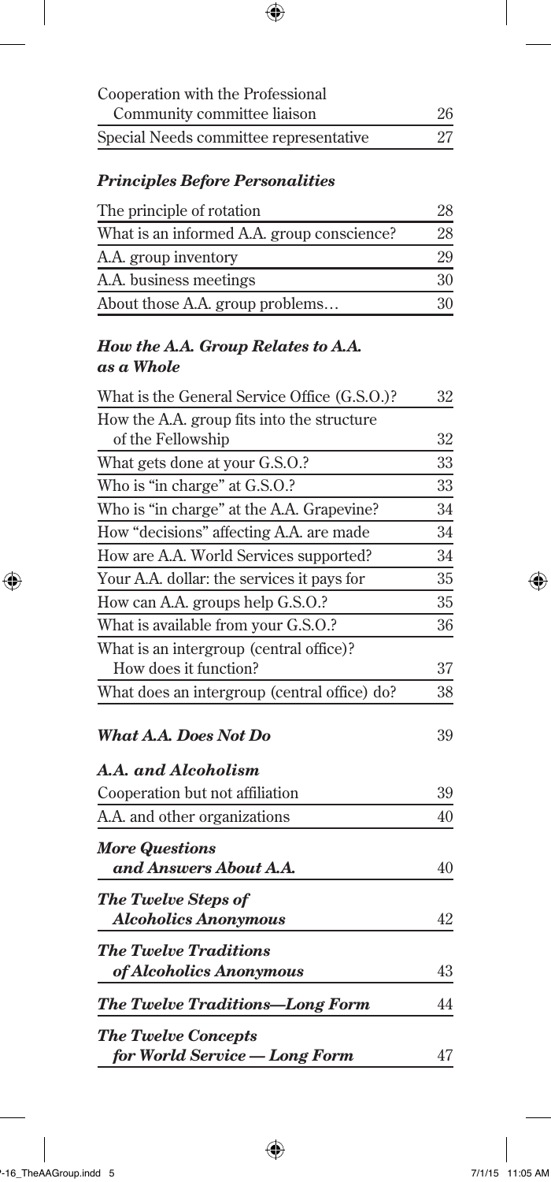| | |
|---|---|
| Cooperation with the Professional Community committee liaison | 26 |
| Special Needs committee representative | 27 |

### *Principles Before Personalities*

| | |
|---|---|
| The principle of rotation | 28 |
| What is an informed A.A. group conscience? | 28 |
| A.A. group inventory | 29 |
| A.A. business meetings | 30 |
| About those A.A. group problems… | 30 |

### *How the A.A. Group Relates to A.A. as a Whole*

| | |
|---|---|
| What is the General Service Office (G.S.O.)? | 32 |
| How the A.A. group fits into the structure of the Fellowship | 32 |
| What gets done at your G.S.O.? | 33 |
| Who is "in charge" at G.S.O.? | 33 |
| Who is "in charge" at the A.A. Grapevine? | 34 |
| How "decisions" affecting A.A. are made | 34 |
| How are A.A. World Services supported? | 34 |
| Your A.A. dollar: the services it pays for | 35 |
| How can A.A. groups help G.S.O.? | 35 |
| What is available from your G.S.O.? | 36 |
| What is an intergroup (central office)? How does it function? | 37 |
| What does an intergroup (central office) do? | 38 |

### *What A.A. Does Not Do* — 39

### *A.A. and Alcoholism*

| | |
|---|---|
| Cooperation but not affiliation | 39 |
| A.A. and other organizations | 40 |

### *More Questions and Answers About A.A.* — 40

### *The Twelve Steps of Alcoholics Anonymous* — 42

### *The Twelve Traditions of Alcoholics Anonymous* — 43

### *The Twelve Traditions—Long Form* — 44

### *The Twelve Concepts for World Service — Long Form* — 47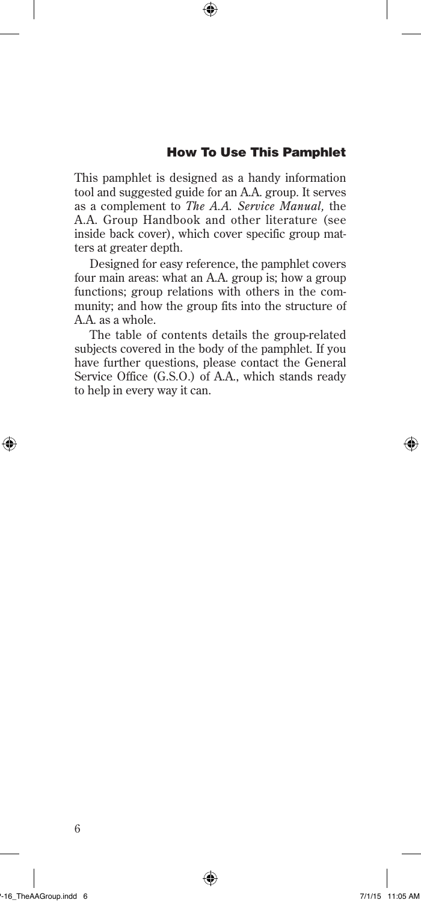## How To Use This Pamphlet

This pamphlet is designed as a handy information tool and suggested guide for an A.A. group. It serves as a complement to *The A.A. Service Manual,* the A.A. Group Handbook and other literature (see inside back cover), which cover specific group matters at greater depth.

Designed for easy reference, the pamphlet covers four main areas: what an A.A. group is; how a group functions; group relations with others in the community; and how the group fits into the structure of A.A. as a whole.

The table of contents details the group-related subjects covered in the body of the pamphlet. If you have further questions, please contact the General Service Office (G.S.O.) of A.A., which stands ready to help in every way it can.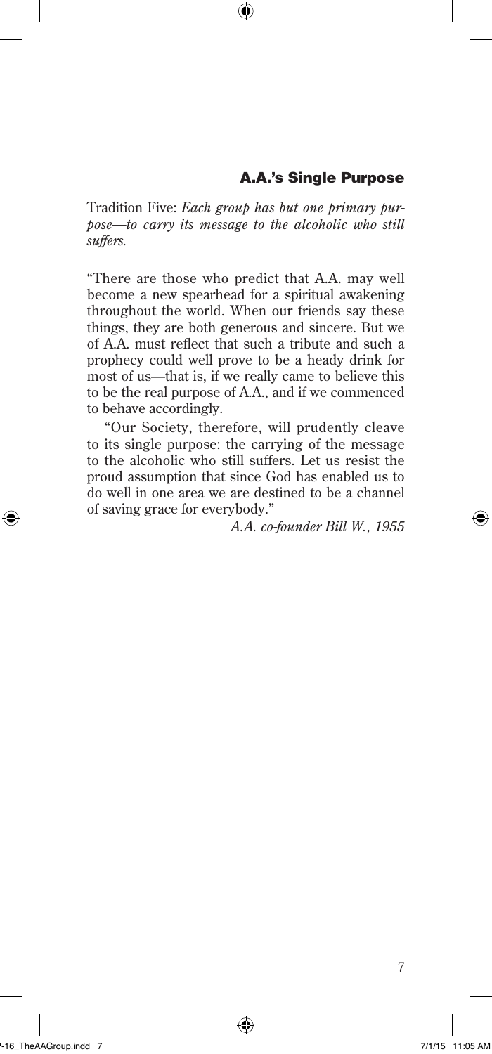## A.A.'s Single Purpose

Tradition Five: *Each group has but one primary purpose—to carry its message to the alcoholic who still suffers.*

"There are those who predict that A.A. may well become a new spearhead for a spiritual awakening throughout the world. When our friends say these things, they are both generous and sincere. But we of A.A. must reflect that such a tribute and such a prophecy could well prove to be a heady drink for most of us—that is, if we really came to believe this to be the real purpose of A.A., and if we commenced to behave accordingly.

"Our Society, therefore, will prudently cleave to its single purpose: the carrying of the message to the alcoholic who still suffers. Let us resist the proud assumption that since God has enabled us to do well in one area we are destined to be a channel of saving grace for everybody."

*A.A. co-founder Bill W., 1955*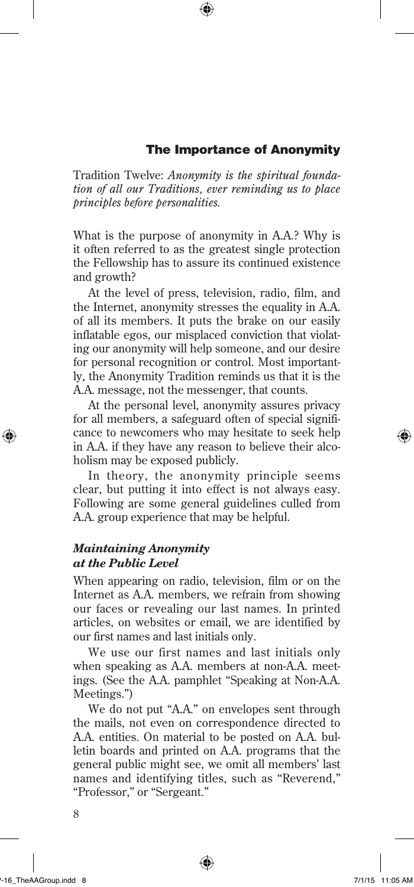## The Importance of Anonymity

Tradition Twelve: *Anonymity is the spiritual foundation of all our Traditions, ever reminding us to place principles before personalities.*

What is the purpose of anonymity in A.A.? Why is it often referred to as the greatest single protection the Fellowship has to assure its continued existence and growth?

At the level of press, television, radio, film, and the Internet, anonymity stresses the equality in A.A. of all its members. It puts the brake on our easily inflatable egos, our misplaced conviction that violating our anonymity will help someone, and our desire for personal recognition or control. Most importantly, the Anonymity Tradition reminds us that it is the A.A. message, not the messenger, that counts.

At the personal level, anonymity assures privacy for all members, a safeguard often of special significance to newcomers who may hesitate to seek help in A.A. if they have any reason to believe their alcoholism may be exposed publicly.

In theory, the anonymity principle seems clear, but putting it into effect is not always easy. Following are some general guidelines culled from A.A. group experience that may be helpful.

### *Maintaining Anonymity at the Public Level*

When appearing on radio, television, film or on the Internet as A.A. members, we refrain from showing our faces or revealing our last names. In printed articles, on websites or email, we are identified by our first names and last initials only.

We use our first names and last initials only when speaking as A.A. members at non-A.A. meetings. (See the A.A. pamphlet "Speaking at Non-A.A. Meetings.")

We do not put "A.A." on envelopes sent through the mails, not even on correspondence directed to A.A. entities. On material to be posted on A.A. bulletin boards and printed on A.A. programs that the general public might see, we omit all members' last names and identifying titles, such as "Reverend," "Professor," or "Sergeant."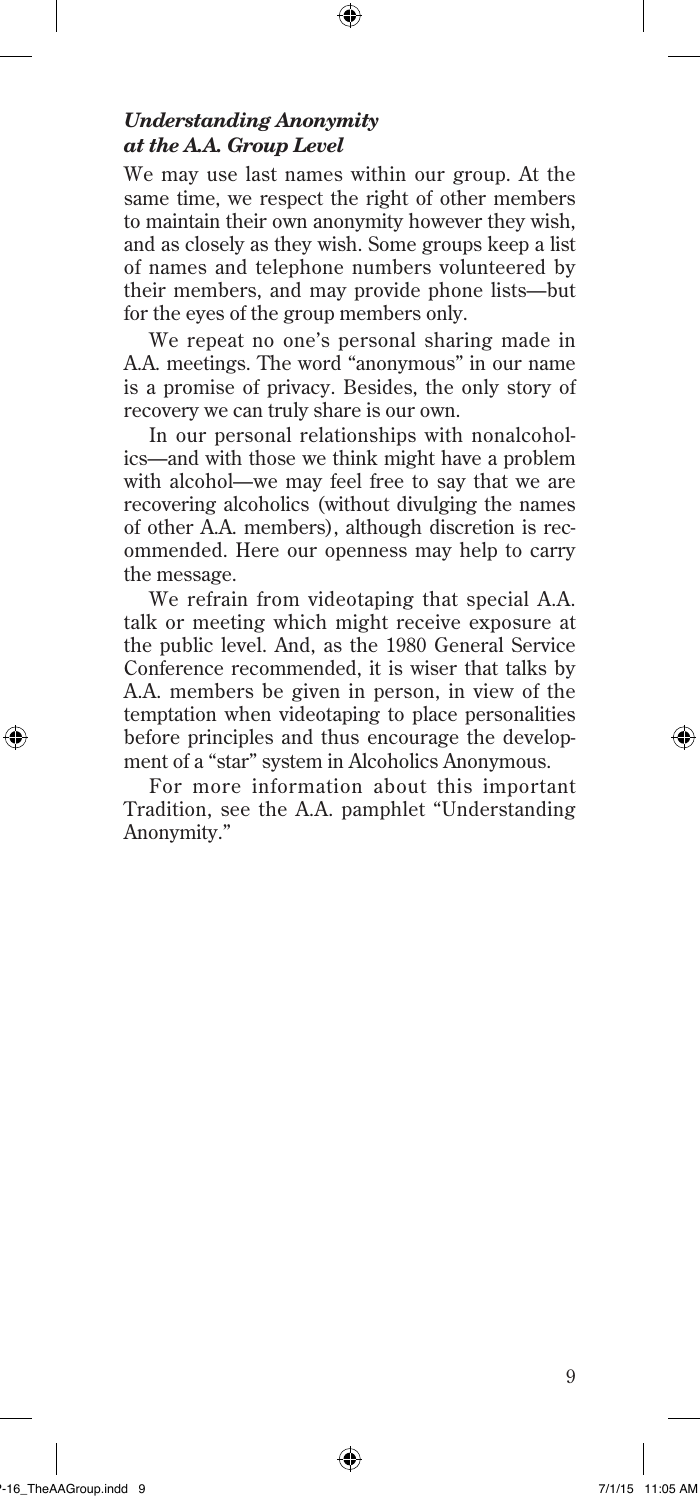### *Understanding Anonymity at the A.A. Group Level*

We may use last names within our group. At the same time, we respect the right of other members to maintain their own anonymity however they wish, and as closely as they wish. Some groups keep a list of names and telephone numbers volunteered by their members, and may provide phone lists—but for the eyes of the group members only.

We repeat no one's personal sharing made in A.A. meetings. The word "anonymous" in our name is a promise of privacy. Besides, the only story of recovery we can truly share is our own.

In our personal relationships with nonalcoholics—and with those we think might have a problem with alcohol—we may feel free to say that we are recovering alcoholics (without divulging the names of other A.A. members), although discretion is recommended. Here our openness may help to carry the message.

We refrain from videotaping that special A.A. talk or meeting which might receive exposure at the public level. And, as the 1980 General Service Conference recommended, it is wiser that talks by A.A. members be given in person, in view of the temptation when videotaping to place personalities before principles and thus encourage the development of a "star" system in Alcoholics Anonymous.

For more information about this important Tradition, see the A.A. pamphlet "Understanding Anonymity."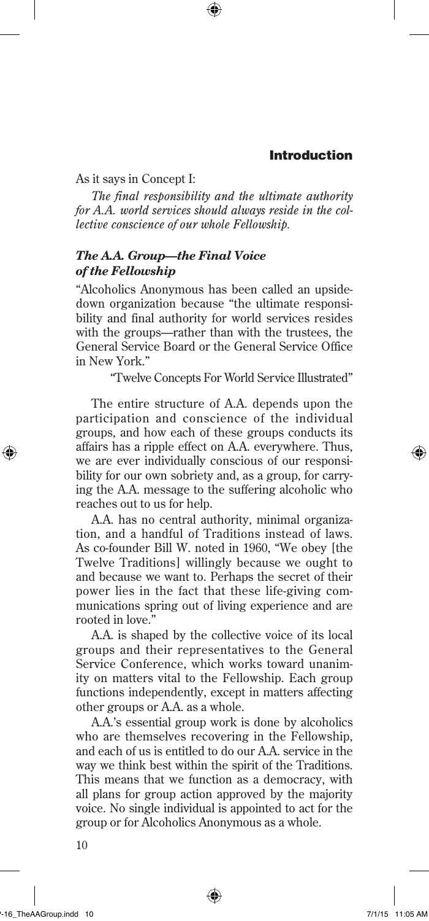As it says in Concept I:

*The final responsibility and the ultimate authority for A.A. world services should always reside in the collective conscience of our whole Fellowship.*

### *The A.A. Group—the Final Voice of the Fellowship*

"Alcoholics Anonymous has been called an upside-down organization because "the ultimate responsibility and final authority for world services resides with the groups—rather than with the trustees, the General Service Board or the General Service Office in New York."

"Twelve Concepts For World Service Illustrated"

The entire structure of A.A. depends upon the participation and conscience of the individual groups, and how each of these groups conducts its affairs has a ripple effect on A.A. everywhere. Thus, we are ever individually conscious of our responsibility for our own sobriety and, as a group, for carrying the A.A. message to the suffering alcoholic who reaches out to us for help.

A.A. has no central authority, minimal organization, and a handful of Traditions instead of laws. As co-founder Bill W. noted in 1960, "We obey [the Twelve Traditions] willingly because we ought to and because we want to. Perhaps the secret of their power lies in the fact that these life-giving communications spring out of living experience and are rooted in love."

A.A. is shaped by the collective voice of its local groups and their representatives to the General Service Conference, which works toward unanimity on matters vital to the Fellowship. Each group functions independently, except in matters affecting other groups or A.A. as a whole.

A.A.'s essential group work is done by alcoholics who are themselves recovering in the Fellowship, and each of us is entitled to do our A.A. service in the way we think best within the spirit of the Traditions. This means that we function as a democracy, with all plans for group action approved by the majority voice. No single individual is appointed to act for the group or for Alcoholics Anonymous as a whole.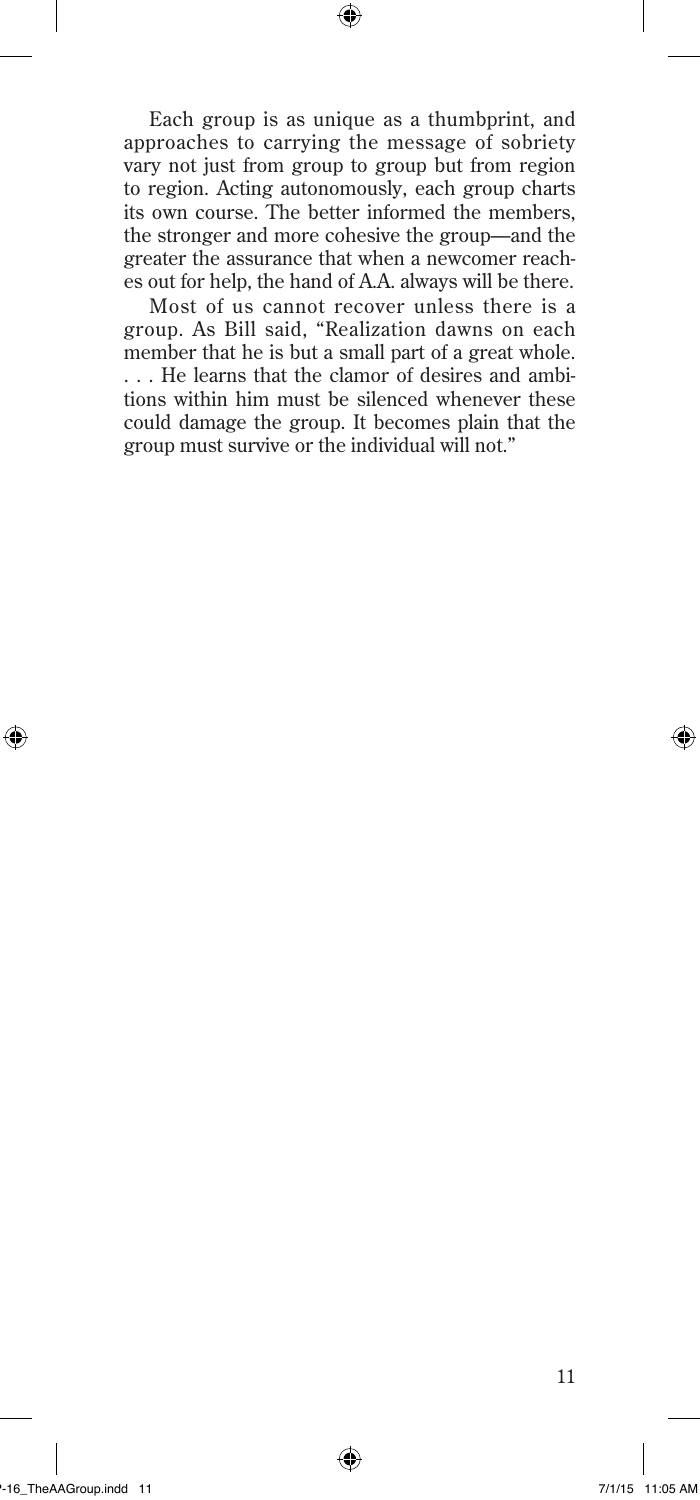Each group is as unique as a thumbprint, and approaches to carrying the message of sobriety vary not just from group to group but from region to region. Acting autonomously, each group charts its own course. The better informed the members, the stronger and more cohesive the group—and the greater the assurance that when a newcomer reaches out for help, the hand of A.A. always will be there.

Most of us cannot recover unless there is a group. As Bill said, "Realization dawns on each member that he is but a small part of a great whole. . . . He learns that the clamor of desires and ambitions within him must be silenced whenever these could damage the group. It becomes plain that the group must survive or the individual will not."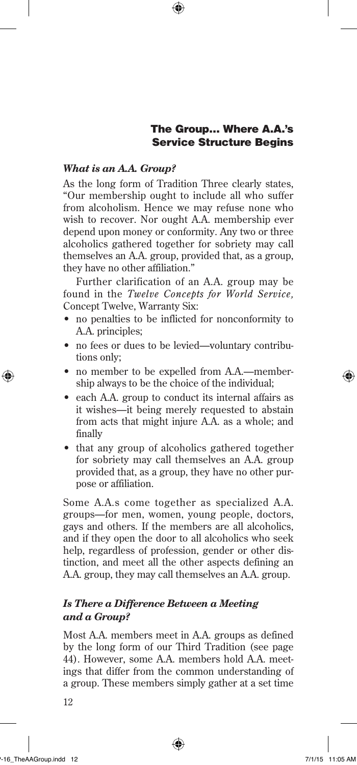## The Group... Where A.A.'s Service Structure Begins

### *What is an A.A. Group?*

As the long form of Tradition Three clearly states, "Our membership ought to include all who suffer from alcoholism. Hence we may refuse none who wish to recover. Nor ought A.A. membership ever depend upon money or conformity. Any two or three alcoholics gathered together for sobriety may call themselves an A.A. group, provided that, as a group, they have no other affiliation."

Further clarification of an A.A. group may be found in the *Twelve Concepts for World Service,* Concept Twelve, Warranty Six:

- no penalties to be inflicted for nonconformity to A.A. principles;
- no fees or dues to be levied—voluntary contributions only;
- no member to be expelled from A.A.—membership always to be the choice of the individual;
- each A.A. group to conduct its internal affairs as it wishes—it being merely requested to abstain from acts that might injure A.A. as a whole; and finally
- that any group of alcoholics gathered together for sobriety may call themselves an A.A. group provided that, as a group, they have no other purpose or affiliation.

Some A.A.s come together as specialized A.A. groups—for men, women, young people, doctors, gays and others. If the members are all alcoholics, and if they open the door to all alcoholics who seek help, regardless of profession, gender or other distinction, and meet all the other aspects defining an A.A. group, they may call themselves an A.A. group.

### *Is There a Difference Between a Meeting and a Group?*

Most A.A. members meet in A.A. groups as defined by the long form of our Third Tradition (see page 44). However, some A.A. members hold A.A. meetings that differ from the common understanding of a group. These members simply gather at a set time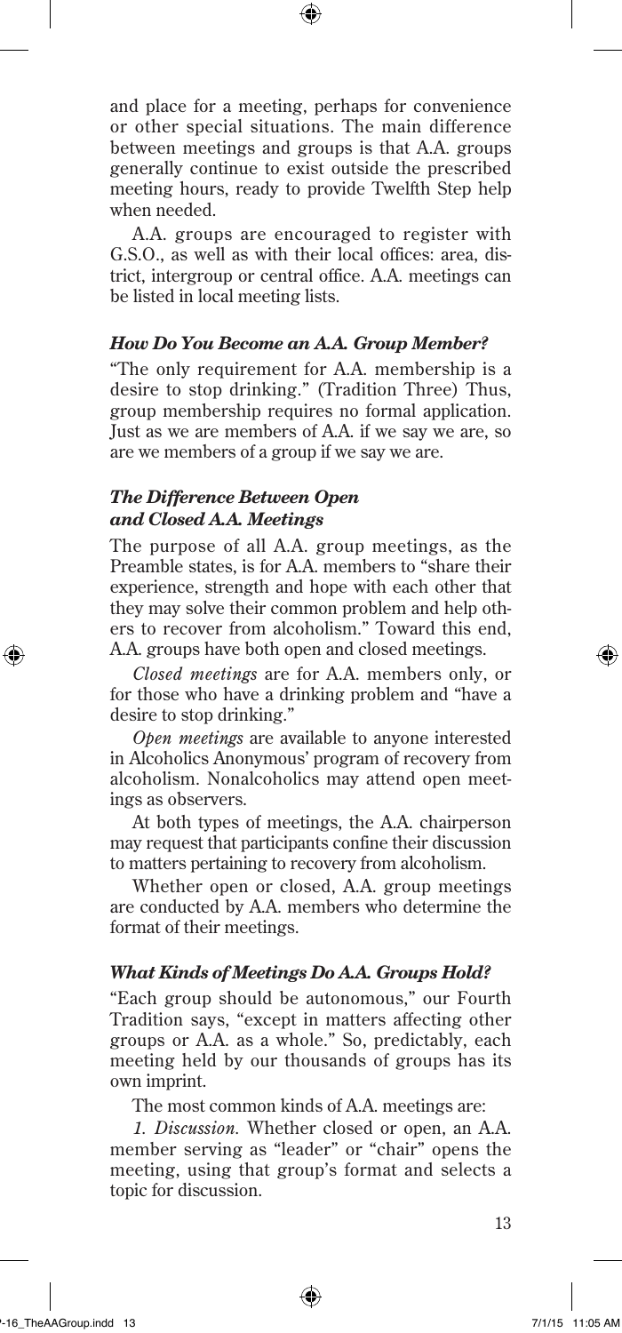and place for a meeting, perhaps for convenience or other special situations. The main difference between meetings and groups is that A.A. groups generally continue to exist outside the prescribed meeting hours, ready to provide Twelfth Step help when needed.

A.A. groups are encouraged to register with G.S.O., as well as with their local offices: area, district, intergroup or central office. A.A. meetings can be listed in local meeting lists.

### *How Do You Become an A.A. Group Member?*

"The only requirement for A.A. membership is a desire to stop drinking." (Tradition Three) Thus, group membership requires no formal application. Just as we are members of A.A. if we say we are, so are we members of a group if we say we are.

### *The Difference Between Open and Closed A.A. Meetings*

The purpose of all A.A. group meetings, as the Preamble states, is for A.A. members to "share their experience, strength and hope with each other that they may solve their common problem and help others to recover from alcoholism." Toward this end, A.A. groups have both open and closed meetings.

*Closed meetings* are for A.A. members only, or for those who have a drinking problem and "have a desire to stop drinking."

*Open meetings* are available to anyone interested in Alcoholics Anonymous' program of recovery from alcoholism. Nonalcoholics may attend open meetings as observers.

At both types of meetings, the A.A. chairperson may request that participants confine their discussion to matters pertaining to recovery from alcoholism.

Whether open or closed, A.A. group meetings are conducted by A.A. members who determine the format of their meetings.

### *What Kinds of Meetings Do A.A. Groups Hold?*

"Each group should be autonomous," our Fourth Tradition says, "except in matters affecting other groups or A.A. as a whole." So, predictably, each meeting held by our thousands of groups has its own imprint.

The most common kinds of A.A. meetings are:

*1. Discussion.* Whether closed or open, an A.A. member serving as "leader" or "chair" opens the meeting, using that group's format and selects a topic for discussion.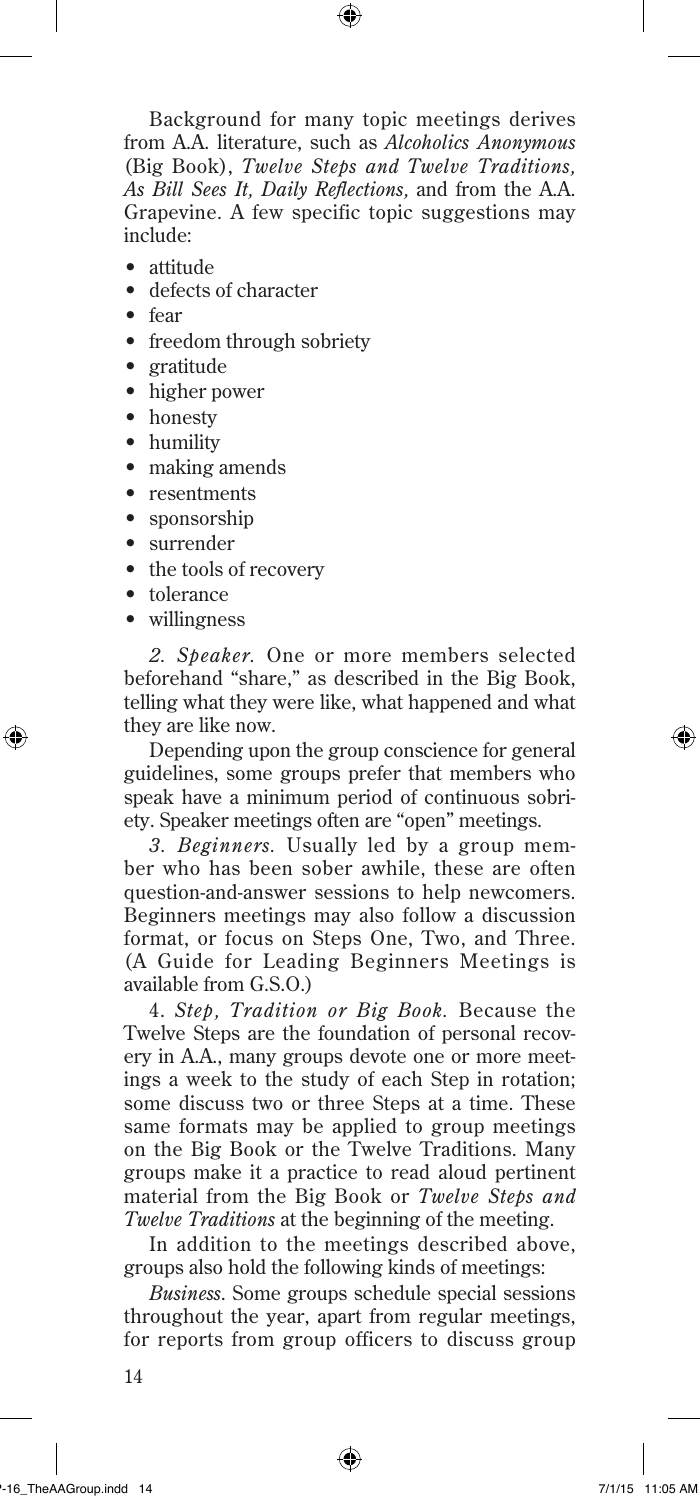Background for many topic meetings derives from A.A. literature, such as *Alcoholics Anonymous* (Big Book), *Twelve Steps and Twelve Traditions, As Bill Sees It, Daily Reflections,* and from the A.A. Grapevine. A few specific topic suggestions may include:

- attitude
- defects of character
- fear
- freedom through sobriety
- gratitude
- higher power
- honesty
- humility
- making amends
- resentments
- sponsorship
- surrender
- the tools of recovery
- tolerance
- willingness

*2. Speaker.* One or more members selected beforehand "share," as described in the Big Book, telling what they were like, what happened and what they are like now.

Depending upon the group conscience for general guidelines, some groups prefer that members who speak have a minimum period of continuous sobriety. Speaker meetings often are "open" meetings.

*3. Beginners.* Usually led by a group member who has been sober awhile, these are often question-and-answer sessions to help newcomers. Beginners meetings may also follow a discussion format, or focus on Steps One, Two, and Three. (A Guide for Leading Beginners Meetings is available from G.S.O.)

4. *Step, Tradition or Big Book.* Because the Twelve Steps are the foundation of personal recovery in A.A., many groups devote one or more meetings a week to the study of each Step in rotation; some discuss two or three Steps at a time. These same formats may be applied to group meetings on the Big Book or the Twelve Traditions. Many groups make it a practice to read aloud pertinent material from the Big Book or *Twelve Steps and Twelve Traditions* at the beginning of the meeting.

In addition to the meetings described above, groups also hold the following kinds of meetings:

*Business.* Some groups schedule special sessions throughout the year, apart from regular meetings, for reports from group officers to discuss group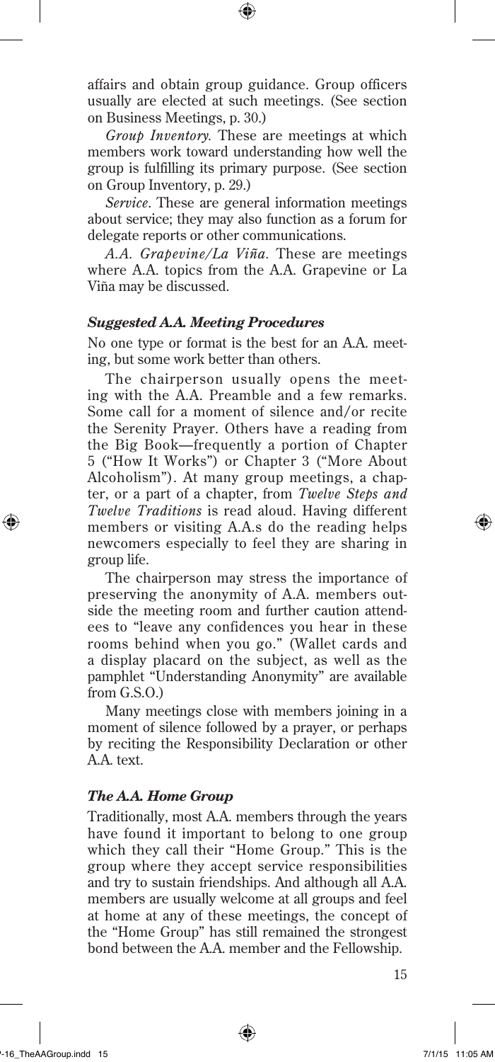affairs and obtain group guidance. Group officers usually are elected at such meetings. (See section on Business Meetings, p. 30.)

*Group Inventory.* These are meetings at which members work toward understanding how well the group is fulfilling its primary purpose. (See section on Group Inventory, p. 29.)

*Service.* These are general information meetings about service; they may also function as a forum for delegate reports or other communications.

*A.A. Grapevine/La Viña.* These are meetings where A.A. topics from the A.A. Grapevine or La Viña may be discussed.

### *Suggested A.A. Meeting Procedures*

No one type or format is the best for an A.A. meeting, but some work better than others.

The chairperson usually opens the meeting with the A.A. Preamble and a few remarks. Some call for a moment of silence and/or recite the Serenity Prayer. Others have a reading from the Big Book—frequently a portion of Chapter 5 ("How It Works") or Chapter 3 ("More About Alcoholism"). At many group meetings, a chapter, or a part of a chapter, from *Twelve Steps and Twelve Traditions* is read aloud. Having different members or visiting A.A.s do the reading helps newcomers especially to feel they are sharing in group life.

The chairperson may stress the importance of preserving the anonymity of A.A. members outside the meeting room and further caution attendees to "leave any confidences you hear in these rooms behind when you go." (Wallet cards and a display placard on the subject, as well as the pamphlet "Understanding Anonymity" are available from G.S.O.)

Many meetings close with members joining in a moment of silence followed by a prayer, or perhaps by reciting the Responsibility Declaration or other A.A. text.

### *The A.A. Home Group*

Traditionally, most A.A. members through the years have found it important to belong to one group which they call their "Home Group." This is the group where they accept service responsibilities and try to sustain friendships. And although all A.A. members are usually welcome at all groups and feel at home at any of these meetings, the concept of the "Home Group" has still remained the strongest bond between the A.A. member and the Fellowship.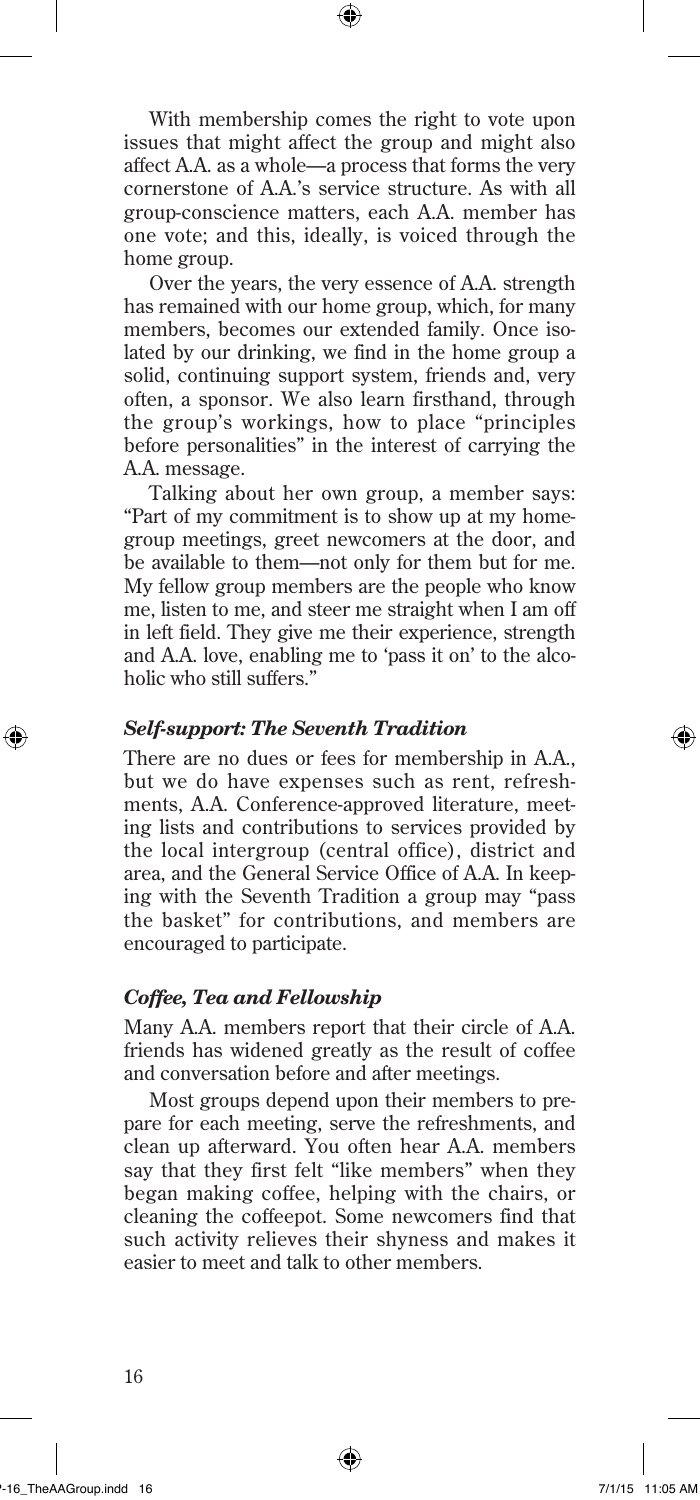With membership comes the right to vote upon issues that might affect the group and might also affect A.A. as a whole—a process that forms the very cornerstone of A.A.'s service structure. As with all group-conscience matters, each A.A. member has one vote; and this, ideally, is voiced through the home group.

Over the years, the very essence of A.A. strength has remained with our home group, which, for many members, becomes our extended family. Once isolated by our drinking, we find in the home group a solid, continuing support system, friends and, very often, a sponsor. We also learn firsthand, through the group's workings, how to place "principles before personalities" in the interest of carrying the A.A. message.

Talking about her own group, a member says: "Part of my commitment is to show up at my home-group meetings, greet newcomers at the door, and be available to them—not only for them but for me. My fellow group members are the people who know me, listen to me, and steer me straight when I am off in left field. They give me their experience, strength and A.A. love, enabling me to 'pass it on' to the alcoholic who still suffers."

### *Self-support: The Seventh Tradition*

There are no dues or fees for membership in A.A., but we do have expenses such as rent, refreshments, A.A. Conference-approved literature, meeting lists and contributions to services provided by the local intergroup (central office), district and area, and the General Service Office of A.A. In keeping with the Seventh Tradition a group may "pass the basket" for contributions, and members are encouraged to participate.

### *Coffee, Tea and Fellowship*

Many A.A. members report that their circle of A.A. friends has widened greatly as the result of coffee and conversation before and after meetings.

Most groups depend upon their members to prepare for each meeting, serve the refreshments, and clean up afterward. You often hear A.A. members say that they first felt "like members" when they began making coffee, helping with the chairs, or cleaning the coffeepot. Some newcomers find that such activity relieves their shyness and makes it easier to meet and talk to other members.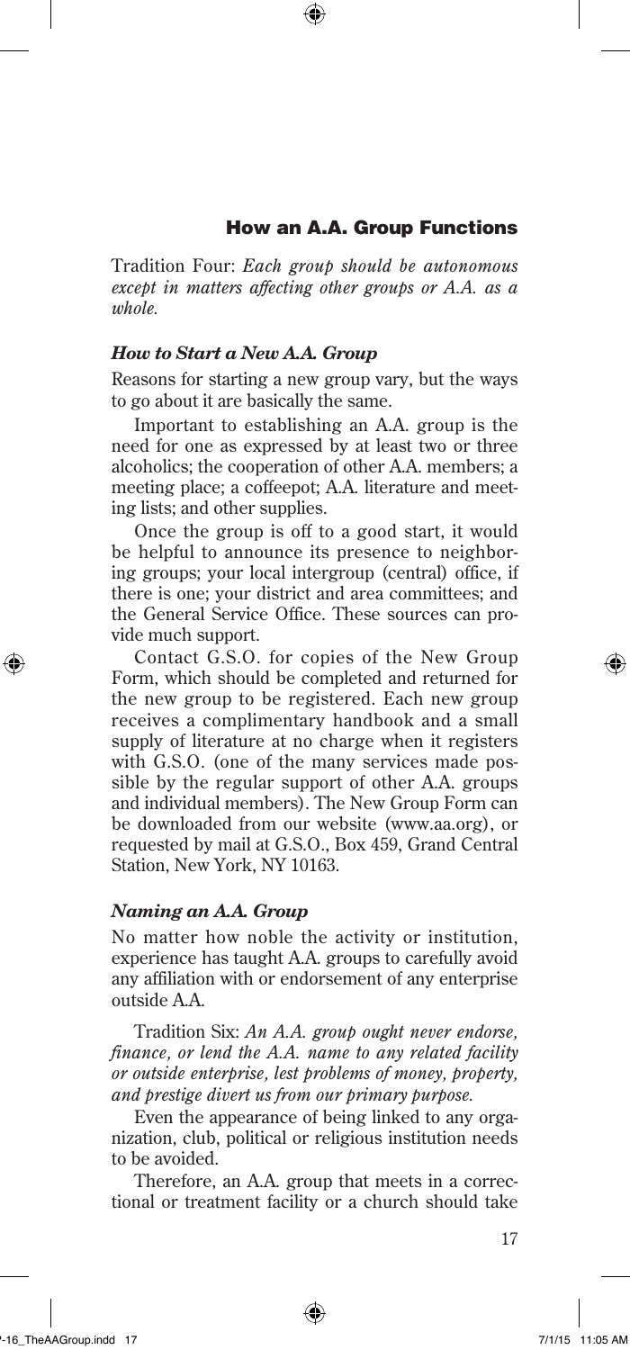## How an A.A. Group Functions

Tradition Four: *Each group should be autonomous except in matters affecting other groups or A.A. as a whole.*

### *How to Start a New A.A. Group*

Reasons for starting a new group vary, but the ways to go about it are basically the same.

Important to establishing an A.A. group is the need for one as expressed by at least two or three alcoholics; the cooperation of other A.A. members; a meeting place; a coffeepot; A.A. literature and meeting lists; and other supplies.

Once the group is off to a good start, it would be helpful to announce its presence to neighboring groups; your local intergroup (central) office, if there is one; your district and area committees; and the General Service Office. These sources can provide much support.

Contact G.S.O. for copies of the New Group Form, which should be completed and returned for the new group to be registered. Each new group receives a complimentary handbook and a small supply of literature at no charge when it registers with G.S.O. (one of the many services made possible by the regular support of other A.A. groups and individual members). The New Group Form can be downloaded from our website (www.aa.org), or requested by mail at G.S.O., Box 459, Grand Central Station, New York, NY 10163.

### *Naming an A.A. Group*

No matter how noble the activity or institution, experience has taught A.A. groups to carefully avoid any affiliation with or endorsement of any enterprise outside A.A.

Tradition Six: *An A.A. group ought never endorse, finance, or lend the A.A. name to any related facility or outside enterprise, lest problems of money, property, and prestige divert us from our primary purpose.*

Even the appearance of being linked to any organization, club, political or religious institution needs to be avoided.

Therefore, an A.A. group that meets in a correctional or treatment facility or a church should take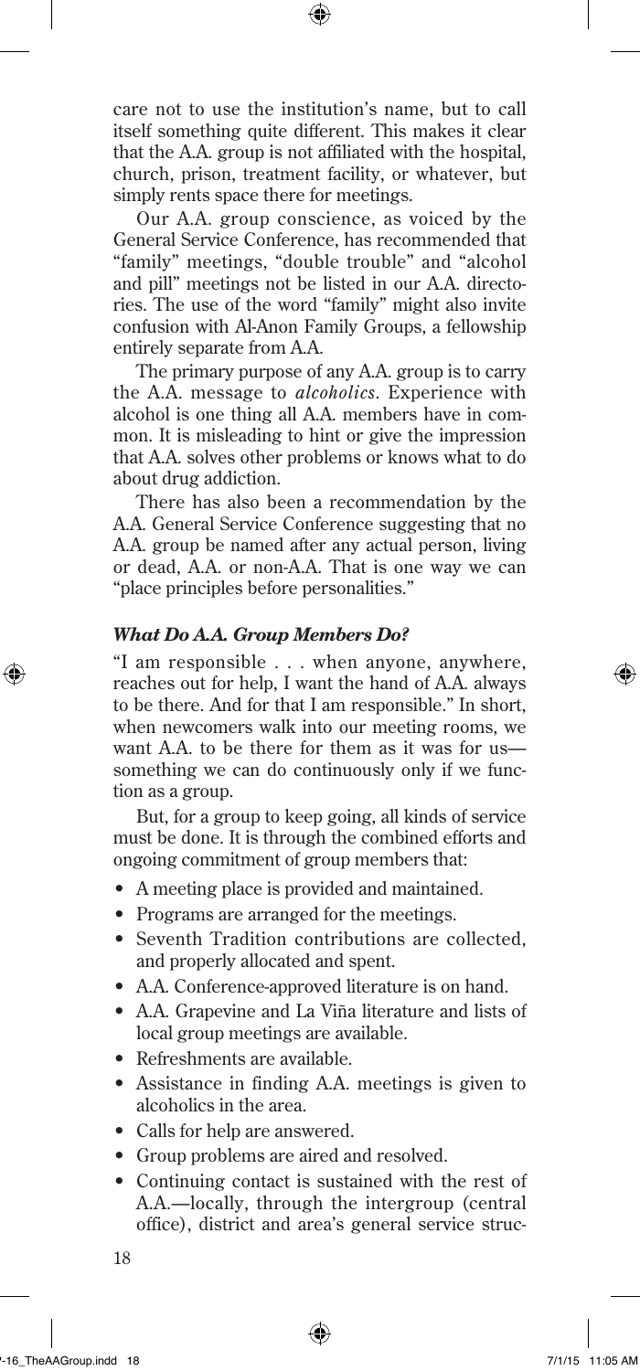care not to use the institution's name, but to call itself something quite different. This makes it clear that the A.A. group is not affiliated with the hospital, church, prison, treatment facility, or whatever, but simply rents space there for meetings.

Our A.A. group conscience, as voiced by the General Service Conference, has recommended that "family" meetings, "double trouble" and "alcohol and pill" meetings not be listed in our A.A. directories. The use of the word "family" might also invite confusion with Al-Anon Family Groups, a fellowship entirely separate from A.A.

The primary purpose of any A.A. group is to carry the A.A. message to *alcoholics*. Experience with alcohol is one thing all A.A. members have in common. It is misleading to hint or give the impression that A.A. solves other problems or knows what to do about drug addiction.

There has also been a recommendation by the A.A. General Service Conference suggesting that no A.A. group be named after any actual person, living or dead, A.A. or non-A.A. That is one way we can "place principles before personalities."

### *What Do A.A. Group Members Do?*

"I am responsible . . . when anyone, anywhere, reaches out for help, I want the hand of A.A. always to be there. And for that I am responsible." In short, when newcomers walk into our meeting rooms, we want A.A. to be there for them as it was for us—something we can do continuously only if we function as a group.

But, for a group to keep going, all kinds of service must be done. It is through the combined efforts and ongoing commitment of group members that:

- A meeting place is provided and maintained.
- Programs are arranged for the meetings.
- Seventh Tradition contributions are collected, and properly allocated and spent.
- A.A. Conference-approved literature is on hand.
- A.A. Grapevine and La Viña literature and lists of local group meetings are available.
- Refreshments are available.
- Assistance in finding A.A. meetings is given to alcoholics in the area.
- Calls for help are answered.
- Group problems are aired and resolved.
- Continuing contact is sustained with the rest of A.A.—locally, through the intergroup (central office), district and area's general service struc-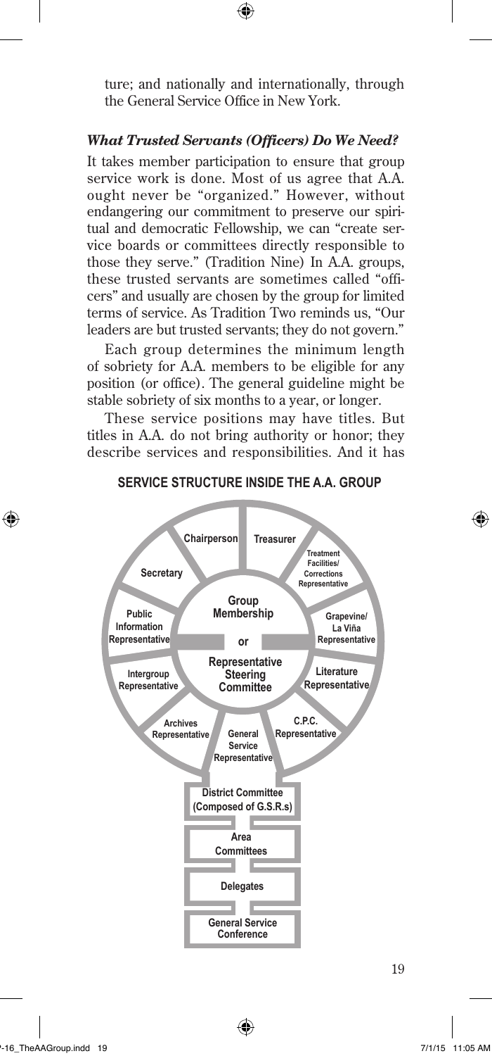ture; and nationally and internationally, through the General Service Office in New York.

### *What Trusted Servants (Officers) Do We Need?*

It takes member participation to ensure that group service work is done. Most of us agree that A.A. ought never be "organized." However, without endangering our commitment to preserve our spiritual and democratic Fellowship, we can "create service boards or committees directly responsible to those they serve." (Tradition Nine) In A.A. groups, these trusted servants are sometimes called "officers" and usually are chosen by the group for limited terms of service. As Tradition Two reminds us, "Our leaders are but trusted servants; they do not govern."

Each group determines the minimum length of sobriety for A.A. members to be eligible for any position (or office). The general guideline might be stable sobriety of six months to a year, or longer.

These service positions may have titles. But titles in A.A. do not bring authority or honor; they describe services and responsibilities. And it has

**SERVICE STRUCTURE INSIDE THE A.A. GROUP**

Group Membership or Representative Steering Committee

Chairperson | Treasurer | Treatment Facilities/ Corrections Representative | Grapevine/ La Viña Representative | Literature Representative | C.P.C. Representative | General Service Representative | Archives Representative | Intergroup Representative | Public Information Representative | Secretary

District Committee (Composed of G.S.R.s)

Area Committees

Delegates

General Service Conference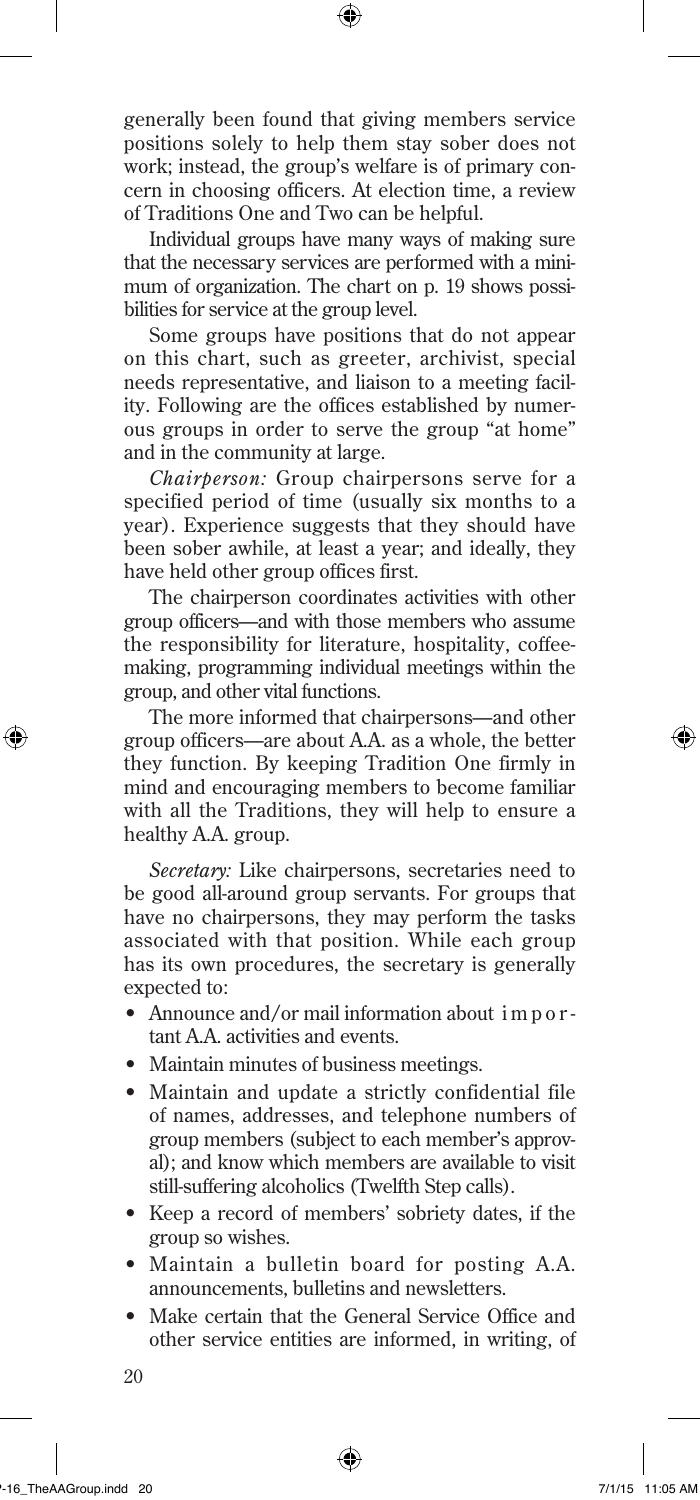generally been found that giving members service positions solely to help them stay sober does not work; instead, the group's welfare is of primary concern in choosing officers. At election time, a review of Traditions One and Two can be helpful.

Individual groups have many ways of making sure that the necessary services are performed with a minimum of organization. The chart on p. 19 shows possibilities for service at the group level.

Some groups have positions that do not appear on this chart, such as greeter, archivist, special needs representative, and liaison to a meeting facility. Following are the offices established by numerous groups in order to serve the group "at home" and in the community at large.

*Chairperson:* Group chairpersons serve for a specified period of time (usually six months to a year). Experience suggests that they should have been sober awhile, at least a year; and ideally, they have held other group offices first.

The chairperson coordinates activities with other group officers—and with those members who assume the responsibility for literature, hospitality, coffee-making, programming individual meetings within the group, and other vital functions.

The more informed that chairpersons—and other group officers—are about A.A. as a whole, the better they function. By keeping Tradition One firmly in mind and encouraging members to become familiar with all the Traditions, they will help to ensure a healthy A.A. group.

*Secretary:* Like chairpersons, secretaries need to be good all-around group servants. For groups that have no chairpersons, they may perform the tasks associated with that position. While each group has its own procedures, the secretary is generally expected to:

- Announce and/or mail information about important A.A. activities and events.
- Maintain minutes of business meetings.
- Maintain and update a strictly confidential file of names, addresses, and telephone numbers of group members (subject to each member's approval); and know which members are available to visit still-suffering alcoholics (Twelfth Step calls).
- Keep a record of members' sobriety dates, if the group so wishes.
- Maintain a bulletin board for posting A.A. announcements, bulletins and newsletters.
- Make certain that the General Service Office and other service entities are informed, in writing, of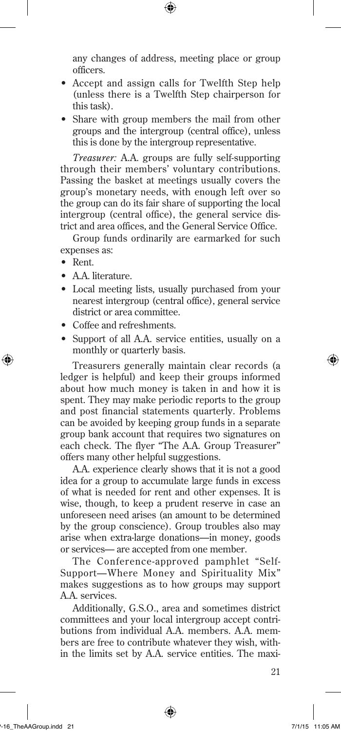any changes of address, meeting place or group officers.

- Accept and assign calls for Twelfth Step help (unless there is a Twelfth Step chairperson for this task).
- Share with group members the mail from other groups and the intergroup (central office), unless this is done by the intergroup representative.

*Treasurer:* A.A. groups are fully self-supporting through their members' voluntary contributions. Passing the basket at meetings usually covers the group's monetary needs, with enough left over so the group can do its fair share of supporting the local intergroup (central office), the general service district and area offices, and the General Service Office.

Group funds ordinarily are earmarked for such expenses as:

- Rent.
- A.A. literature.
- Local meeting lists, usually purchased from your nearest intergroup (central office), general service district or area committee.
- Coffee and refreshments.
- Support of all A.A. service entities, usually on a monthly or quarterly basis.

Treasurers generally maintain clear records (a ledger is helpful) and keep their groups informed about how much money is taken in and how it is spent. They may make periodic reports to the group and post financial statements quarterly. Problems can be avoided by keeping group funds in a separate group bank account that requires two signatures on each check. The flyer "The A.A. Group Treasurer" offers many other helpful suggestions.

A.A. experience clearly shows that it is not a good idea for a group to accumulate large funds in excess of what is needed for rent and other expenses. It is wise, though, to keep a prudent reserve in case an unforeseen need arises (an amount to be determined by the group conscience). Group troubles also may arise when extra-large donations—in money, goods or services— are accepted from one member.

The Conference-approved pamphlet "Self-Support—Where Money and Spirituality Mix" makes suggestions as to how groups may support A.A. services.

Additionally, G.S.O., area and sometimes district committees and your local intergroup accept contributions from individual A.A. members. A.A. members are free to contribute whatever they wish, within the limits set by A.A. service entities. The maxi-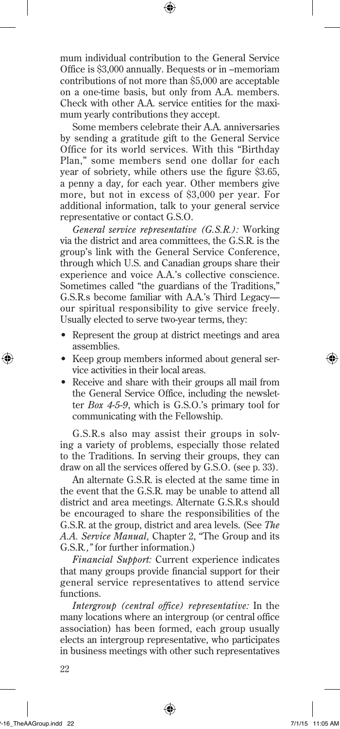mum individual contribution to the General Service Office is $3,000 annually. Bequests or in –memoriam contributions of not more than $5,000 are acceptable on a one-time basis, but only from A.A. members. Check with other A.A. service entities for the maximum yearly contributions they accept.

Some members celebrate their A.A. anniversaries by sending a gratitude gift to the General Service Office for its world services. With this "Birthday Plan," some members send one dollar for each year of sobriety, while others use the figure $3.65, a penny a day, for each year. Other members give more, but not in excess of $3,000 per year. For additional information, talk to your general service representative or contact G.S.O.

*General service representative (G.S.R.):* Working via the district and area committees, the G.S.R. is the group's link with the General Service Conference, through which U.S. and Canadian groups share their experience and voice A.A.'s collective conscience. Sometimes called "the guardians of the Traditions," G.S.R.s become familiar with A.A.'s Third Legacy—our spiritual responsibility to give service freely. Usually elected to serve two-year terms, they:

- Represent the group at district meetings and area assemblies.
- Keep group members informed about general service activities in their local areas.
- Receive and share with their groups all mail from the General Service Office, including the newsletter *Box 4-5-9*, which is G.S.O.'s primary tool for communicating with the Fellowship.

G.S.R.s also may assist their groups in solving a variety of problems, especially those related to the Traditions. In serving their groups, they can draw on all the services offered by G.S.O. (see p. 33).

An alternate G.S.R. is elected at the same time in the event that the G.S.R. may be unable to attend all district and area meetings. Alternate G.S.R.s should be encouraged to share the responsibilities of the G.S.R. at the group, district and area levels. (See *The A.A. Service Manual,* Chapter 2, "The Group and its G.S.R.," for further information.)

*Financial Support:* Current experience indicates that many groups provide financial support for their general service representatives to attend service functions.

*Intergroup (central office) representative:* In the many locations where an intergroup (or central office association) has been formed, each group usually elects an intergroup representative, who participates in business meetings with other such representatives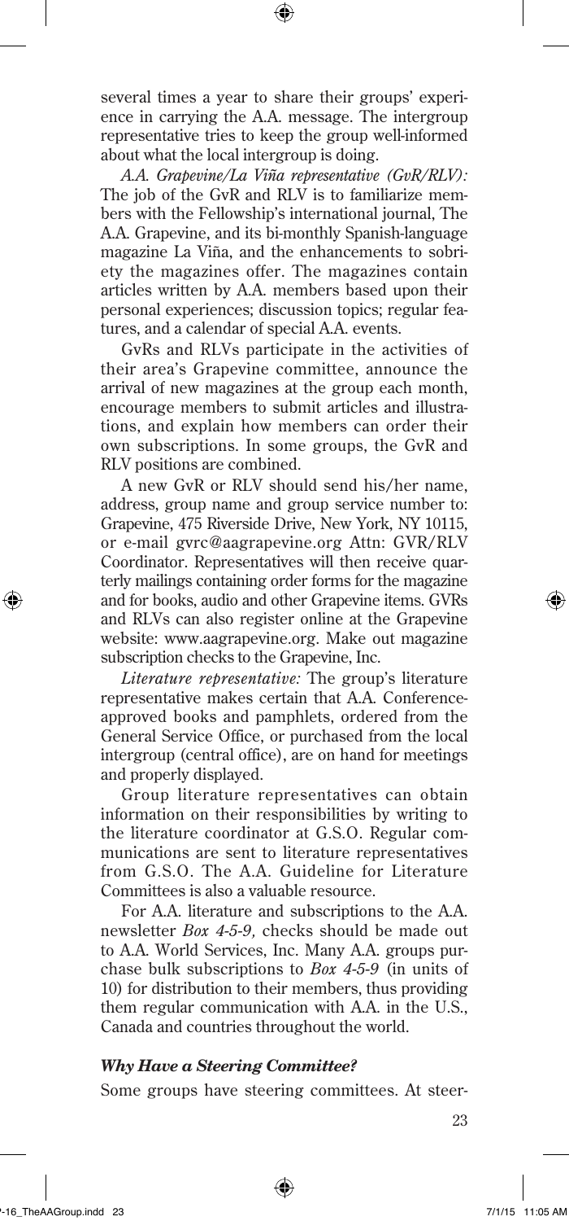several times a year to share their groups' experience in carrying the A.A. message. The intergroup representative tries to keep the group well-informed about what the local intergroup is doing.

*A.A. Grapevine/La Viña representative (GvR/RLV):* The job of the GvR and RLV is to familiarize members with the Fellowship's international journal, The A.A. Grapevine, and its bi-monthly Spanish-language magazine La Viña, and the enhancements to sobriety the magazines offer. The magazines contain articles written by A.A. members based upon their personal experiences; discussion topics; regular features, and a calendar of special A.A. events.

GvRs and RLVs participate in the activities of their area's Grapevine committee, announce the arrival of new magazines at the group each month, encourage members to submit articles and illustrations, and explain how members can order their own subscriptions. In some groups, the GvR and RLV positions are combined.

A new GvR or RLV should send his/her name, address, group name and group service number to: Grapevine, 475 Riverside Drive, New York, NY 10115, or e-mail gvrc@aagrapevine.org Attn: GVR/RLV Coordinator. Representatives will then receive quarterly mailings containing order forms for the magazine and for books, audio and other Grapevine items. GVRs and RLVs can also register online at the Grapevine website: www.aagrapevine.org. Make out magazine subscription checks to the Grapevine, Inc.

*Literature representative:* The group's literature representative makes certain that A.A. Conference-approved books and pamphlets, ordered from the General Service Office, or purchased from the local intergroup (central office), are on hand for meetings and properly displayed.

Group literature representatives can obtain information on their responsibilities by writing to the literature coordinator at G.S.O. Regular communications are sent to literature representatives from G.S.O. The A.A. Guideline for Literature Committees is also a valuable resource.

For A.A. literature and subscriptions to the A.A. newsletter *Box 4-5-9,* checks should be made out to A.A. World Services, Inc. Many A.A. groups purchase bulk subscriptions to *Box 4-5-9* (in units of 10) for distribution to their members, thus providing them regular communication with A.A. in the U.S., Canada and countries throughout the world.

### *Why Have a Steering Committee?*

Some groups have steering committees. At steer-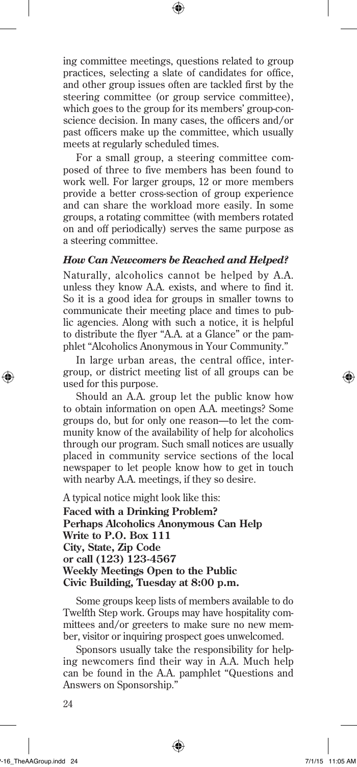ing committee meetings, questions related to group practices, selecting a slate of candidates for office, and other group issues often are tackled first by the steering committee (or group service committee), which goes to the group for its members' group-conscience decision. In many cases, the officers and/or past officers make up the committee, which usually meets at regularly scheduled times.

For a small group, a steering committee composed of three to five members has been found to work well. For larger groups, 12 or more members provide a better cross-section of group experience and can share the workload more easily. In some groups, a rotating committee (with members rotated on and off periodically) serves the same purpose as a steering committee.

### *How Can Newcomers be Reached and Helped?*

Naturally, alcoholics cannot be helped by A.A. unless they know A.A. exists, and where to find it. So it is a good idea for groups in smaller towns to communicate their meeting place and times to public agencies. Along with such a notice, it is helpful to distribute the flyer "A.A. at a Glance" or the pamphlet "Alcoholics Anonymous in Your Community."

In large urban areas, the central office, intergroup, or district meeting list of all groups can be used for this purpose.

Should an A.A. group let the public know how to obtain information on open A.A. meetings? Some groups do, but for only one reason—to let the community know of the availability of help for alcoholics through our program. Such small notices are usually placed in community service sections of the local newspaper to let people know how to get in touch with nearby A.A. meetings, if they so desire.

A typical notice might look like this:

**Faced with a Drinking Problem?**
**Perhaps Alcoholics Anonymous Can Help**
**Write to P.O. Box 111**
**City, State, Zip Code**
**or call (123) 123-4567**
**Weekly Meetings Open to the Public**
**Civic Building, Tuesday at 8:00 p.m.**

Some groups keep lists of members available to do Twelfth Step work. Groups may have hospitality committees and/or greeters to make sure no new member, visitor or inquiring prospect goes unwelcomed.

Sponsors usually take the responsibility for helping newcomers find their way in A.A. Much help can be found in the A.A. pamphlet "Questions and Answers on Sponsorship."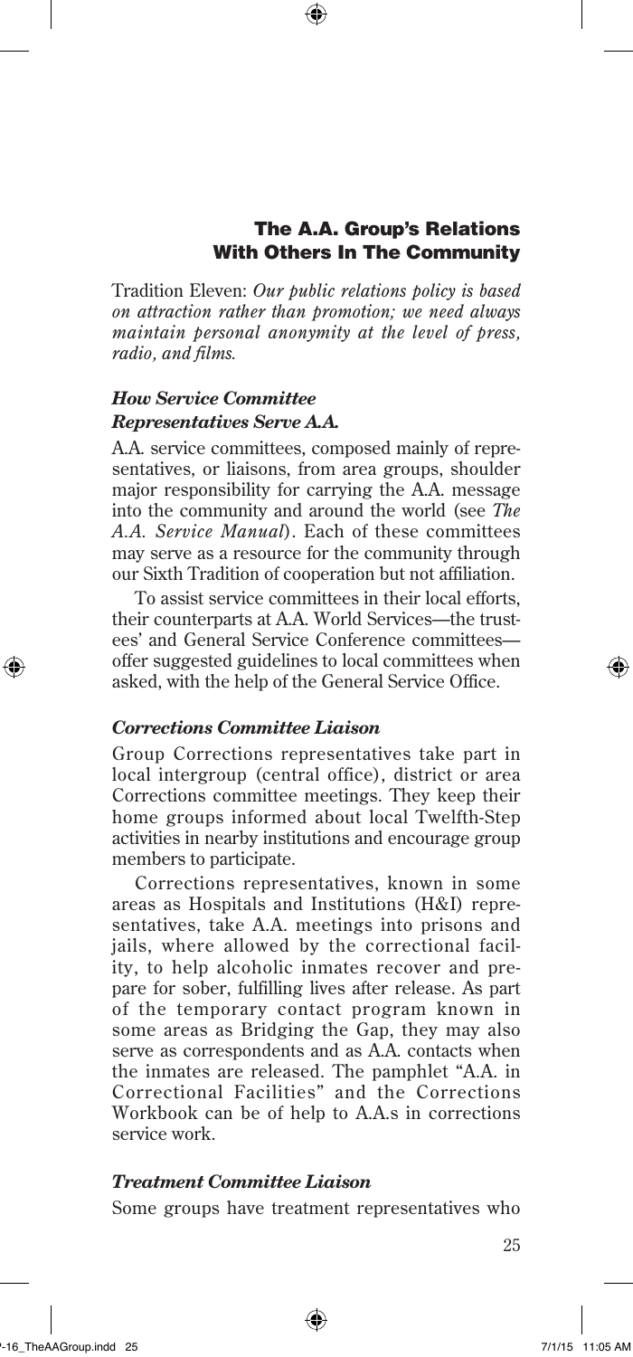## The A.A. Group's Relations With Others In The Community

Tradition Eleven: *Our public relations policy is based on attraction rather than promotion; we need always maintain personal anonymity at the level of press, radio, and films.*

### *How Service Committee Representatives Serve A.A.*

A.A. service committees, composed mainly of representatives, or liaisons, from area groups, shoulder major responsibility for carrying the A.A. message into the community and around the world (see *The A.A. Service Manual*). Each of these committees may serve as a resource for the community through our Sixth Tradition of cooperation but not affiliation.

To assist service committees in their local efforts, their counterparts at A.A. World Services—the trustees' and General Service Conference committees—offer suggested guidelines to local committees when asked, with the help of the General Service Office.

### *Corrections Committee Liaison*

Group Corrections representatives take part in local intergroup (central office), district or area Corrections committee meetings. They keep their home groups informed about local Twelfth-Step activities in nearby institutions and encourage group members to participate.

Corrections representatives, known in some areas as Hospitals and Institutions (H&I) representatives, take A.A. meetings into prisons and jails, where allowed by the correctional facility, to help alcoholic inmates recover and prepare for sober, fulfilling lives after release. As part of the temporary contact program known in some areas as Bridging the Gap, they may also serve as correspondents and as A.A. contacts when the inmates are released. The pamphlet "A.A. in Correctional Facilities" and the Corrections Workbook can be of help to A.A.s in corrections service work.

### *Treatment Committee Liaison*

Some groups have treatment representatives who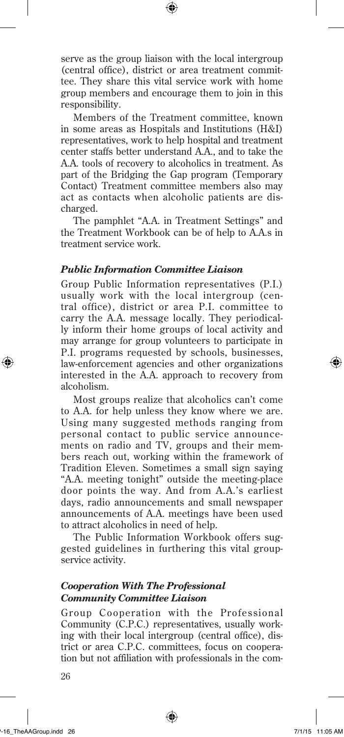serve as the group liaison with the local intergroup (central office), district or area treatment committee. They share this vital service work with home group members and encourage them to join in this responsibility.

Members of the Treatment committee, known in some areas as Hospitals and Institutions (H&I) representatives, work to help hospital and treatment center staffs better understand A.A., and to take the A.A. tools of recovery to alcoholics in treatment. As part of the Bridging the Gap program (Temporary Contact) Treatment committee members also may act as contacts when alcoholic patients are discharged.

The pamphlet "A.A. in Treatment Settings" and the Treatment Workbook can be of help to A.A.s in treatment service work.

### *Public Information Committee Liaison*

Group Public Information representatives (P.I.) usually work with the local intergroup (central office), district or area P.I. committee to carry the A.A. message locally. They periodically inform their home groups of local activity and may arrange for group volunteers to participate in P.I. programs requested by schools, businesses, law-enforcement agencies and other organizations interested in the A.A. approach to recovery from alcoholism.

Most groups realize that alcoholics can't come to A.A. for help unless they know where we are. Using many suggested methods ranging from personal contact to public service announcements on radio and TV, groups and their members reach out, working within the framework of Tradition Eleven. Sometimes a small sign saying "A.A. meeting tonight" outside the meeting-place door points the way. And from A.A.'s earliest days, radio announcements and small newspaper announcements of A.A. meetings have been used to attract alcoholics in need of help.

The Public Information Workbook offers suggested guidelines in furthering this vital group-service activity.

### *Cooperation With The Professional Community Committee Liaison*

Group Cooperation with the Professional Community (C.P.C.) representatives, usually working with their local intergroup (central office), district or area C.P.C. committees, focus on cooperation but not affiliation with professionals in the com-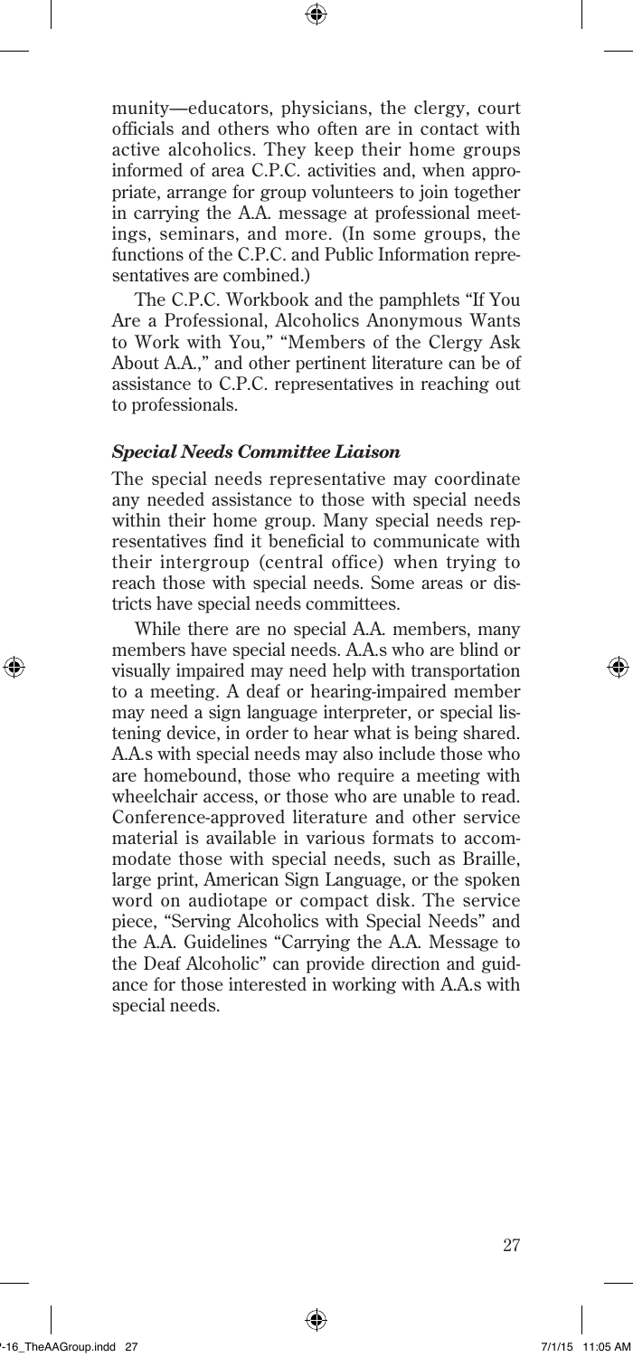munity—educators, physicians, the clergy, court officials and others who often are in contact with active alcoholics. They keep their home groups informed of area C.P.C. activities and, when appropriate, arrange for group volunteers to join together in carrying the A.A. message at professional meetings, seminars, and more. (In some groups, the functions of the C.P.C. and Public Information representatives are combined.)

The C.P.C. Workbook and the pamphlets "If You Are a Professional, Alcoholics Anonymous Wants to Work with You," "Members of the Clergy Ask About A.A.," and other pertinent literature can be of assistance to C.P.C. representatives in reaching out to professionals.

#### *Special Needs Committee Liaison*

The special needs representative may coordinate any needed assistance to those with special needs within their home group. Many special needs representatives find it beneficial to communicate with their intergroup (central office) when trying to reach those with special needs. Some areas or districts have special needs committees.

While there are no special A.A. members, many members have special needs. A.A.s who are blind or visually impaired may need help with transportation to a meeting. A deaf or hearing-impaired member may need a sign language interpreter, or special listening device, in order to hear what is being shared. A.A.s with special needs may also include those who are homebound, those who require a meeting with wheelchair access, or those who are unable to read. Conference-approved literature and other service material is available in various formats to accommodate those with special needs, such as Braille, large print, American Sign Language, or the spoken word on audiotape or compact disk. The service piece, "Serving Alcoholics with Special Needs" and the A.A. Guidelines "Carrying the A.A. Message to the Deaf Alcoholic" can provide direction and guidance for those interested in working with A.A.s with special needs.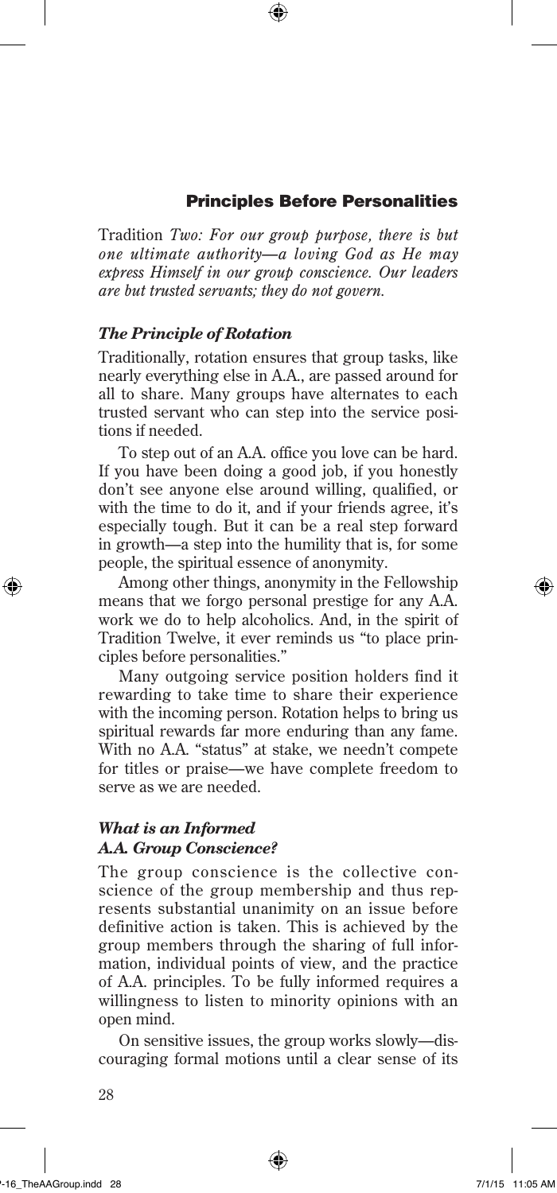## Principles Before Personalities

Tradition *Two: For our group purpose, there is but one ultimate authority—a loving God as He may express Himself in our group conscience. Our leaders are but trusted servants; they do not govern.*

### *The Principle of Rotation*

Traditionally, rotation ensures that group tasks, like nearly everything else in A.A., are passed around for all to share. Many groups have alternates to each trusted servant who can step into the service positions if needed.

To step out of an A.A. office you love can be hard. If you have been doing a good job, if you honestly don't see anyone else around willing, qualified, or with the time to do it, and if your friends agree, it's especially tough. But it can be a real step forward in growth—a step into the humility that is, for some people, the spiritual essence of anonymity.

Among other things, anonymity in the Fellowship means that we forgo personal prestige for any A.A. work we do to help alcoholics. And, in the spirit of Tradition Twelve, it ever reminds us "to place principles before personalities."

Many outgoing service position holders find it rewarding to take time to share their experience with the incoming person. Rotation helps to bring us spiritual rewards far more enduring than any fame. With no A.A. "status" at stake, we needn't compete for titles or praise—we have complete freedom to serve as we are needed.

### *What is an Informed A.A. Group Conscience?*

The group conscience is the collective conscience of the group membership and thus represents substantial unanimity on an issue before definitive action is taken. This is achieved by the group members through the sharing of full information, individual points of view, and the practice of A.A. principles. To be fully informed requires a willingness to listen to minority opinions with an open mind.

On sensitive issues, the group works slowly—discouraging formal motions until a clear sense of its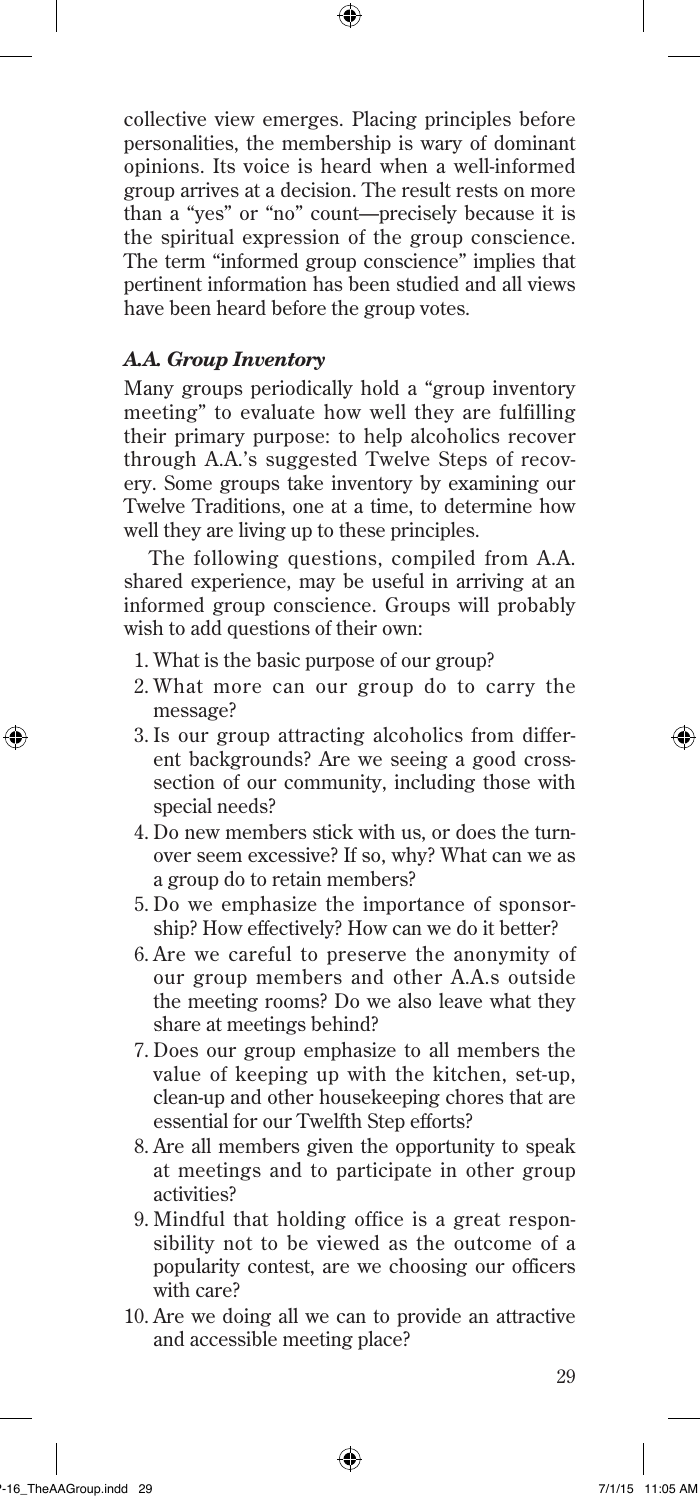collective view emerges. Placing principles before personalities, the membership is wary of dominant opinions. Its voice is heard when a well-informed group arrives at a decision. The result rests on more than a "yes" or "no" count—precisely because it is the spiritual expression of the group conscience. The term "informed group conscience" implies that pertinent information has been studied and all views have been heard before the group votes.

### *A.A. Group Inventory*

Many groups periodically hold a "group inventory meeting" to evaluate how well they are fulfilling their primary purpose: to help alcoholics recover through A.A.'s suggested Twelve Steps of recovery. Some groups take inventory by examining our Twelve Traditions, one at a time, to determine how well they are living up to these principles.

The following questions, compiled from A.A. shared experience, may be useful in arriving at an informed group conscience. Groups will probably wish to add questions of their own:

1. What is the basic purpose of our group?
2. What more can our group do to carry the message?
3. Is our group attracting alcoholics from different backgrounds? Are we seeing a good cross-section of our community, including those with special needs?
4. Do new members stick with us, or does the turnover seem excessive? If so, why? What can we as a group do to retain members?
5. Do we emphasize the importance of sponsorship? How effectively? How can we do it better?
6. Are we careful to preserve the anonymity of our group members and other A.A.s outside the meeting rooms? Do we also leave what they share at meetings behind?
7. Does our group emphasize to all members the value of keeping up with the kitchen, set-up, clean-up and other housekeeping chores that are essential for our Twelfth Step efforts?
8. Are all members given the opportunity to speak at meetings and to participate in other group activities?
9. Mindful that holding office is a great responsibility not to be viewed as the outcome of a popularity contest, are we choosing our officers with care?
10. Are we doing all we can to provide an attractive and accessible meeting place?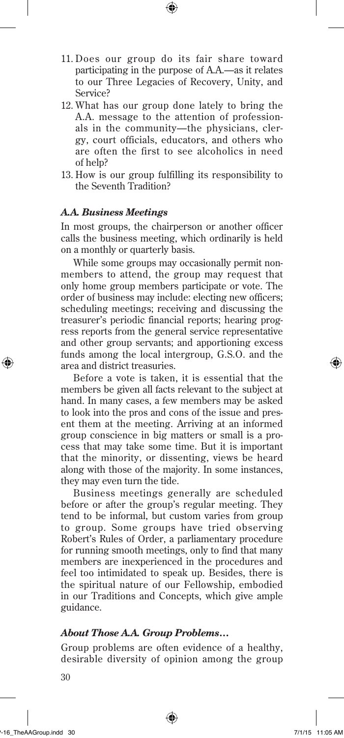11. Does our group do its fair share toward participating in the purpose of A.A.—as it relates to our Three Legacies of Recovery, Unity, and Service?
12. What has our group done lately to bring the A.A. message to the attention of professionals in the community—the physicians, clergy, court officials, educators, and others who are often the first to see alcoholics in need of help?
13. How is our group fulfilling its responsibility to the Seventh Tradition?

### *A.A. Business Meetings*

In most groups, the chairperson or another officer calls the business meeting, which ordinarily is held on a monthly or quarterly basis.

While some groups may occasionally permit nonmembers to attend, the group may request that only home group members participate or vote. The order of business may include: electing new officers; scheduling meetings; receiving and discussing the treasurer's periodic financial reports; hearing progress reports from the general service representative and other group servants; and apportioning excess funds among the local intergroup, G.S.O. and the area and district treasuries.

Before a vote is taken, it is essential that the members be given all facts relevant to the subject at hand. In many cases, a few members may be asked to look into the pros and cons of the issue and present them at the meeting. Arriving at an informed group conscience in big matters or small is a process that may take some time. But it is important that the minority, or dissenting, views be heard along with those of the majority. In some instances, they may even turn the tide.

Business meetings generally are scheduled before or after the group's regular meeting. They tend to be informal, but custom varies from group to group. Some groups have tried observing Robert's Rules of Order, a parliamentary procedure for running smooth meetings, only to find that many members are inexperienced in the procedures and feel too intimidated to speak up. Besides, there is the spiritual nature of our Fellowship, embodied in our Traditions and Concepts, which give ample guidance.

### *About Those A.A. Group Problems…*

Group problems are often evidence of a healthy, desirable diversity of opinion among the group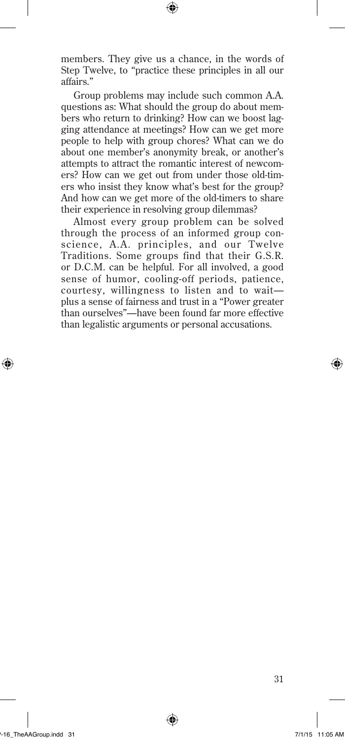members. They give us a chance, in the words of Step Twelve, to "practice these principles in all our affairs."

Group problems may include such common A.A. questions as: What should the group do about members who return to drinking? How can we boost lagging attendance at meetings? How can we get more people to help with group chores? What can we do about one member's anonymity break, or another's attempts to attract the romantic interest of newcomers? How can we get out from under those old-timers who insist they know what's best for the group? And how can we get more of the old-timers to share their experience in resolving group dilemmas?

Almost every group problem can be solved through the process of an informed group conscience, A.A. principles, and our Twelve Traditions. Some groups find that their G.S.R. or D.C.M. can be helpful. For all involved, a good sense of humor, cooling-off periods, patience, courtesy, willingness to listen and to wait—plus a sense of fairness and trust in a "Power greater than ourselves"—have been found far more effective than legalistic arguments or personal accusations.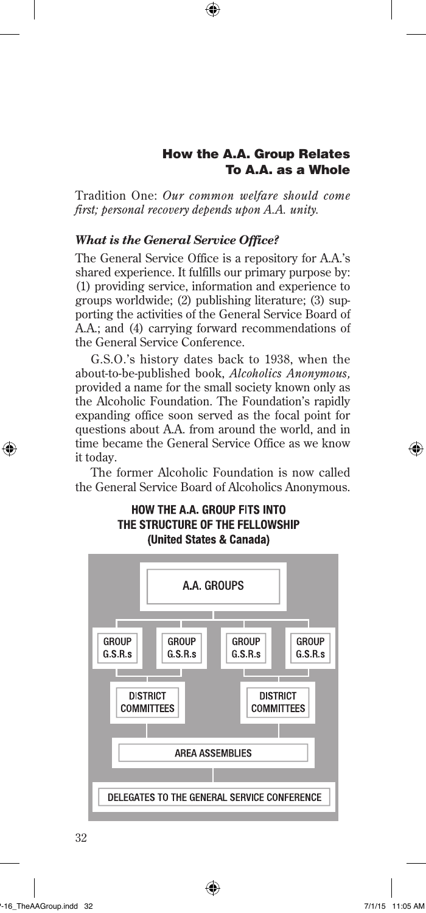## How the A.A. Group Relates To A.A. as a Whole

Tradition One: *Our common welfare should come first; personal recovery depends upon A.A. unity.*

### *What is the General Service Office?*

The General Service Office is a repository for A.A.'s shared experience. It fulfills our primary purpose by: (1) providing service, information and experience to groups worldwide; (2) publishing literature; (3) supporting the activities of the General Service Board of A.A.; and (4) carrying forward recommendations of the General Service Conference.

G.S.O.'s history dates back to 1938, when the about-to-be-published book, *Alcoholics Anonymous,* provided a name for the small society known only as the Alcoholic Foundation. The Foundation's rapidly expanding office soon served as the focal point for questions about A.A. from around the world, and in time became the General Service Office as we know it today.

The former Alcoholic Foundation is now called the General Service Board of Alcoholics Anonymous.

**HOW THE A.A. GROUP FITS INTO THE STRUCTURE OF THE FELLOWSHIP (United States & Canada)**

A.A. GROUPS

GROUP G.S.R.s | GROUP G.S.R.s | GROUP G.S.R.s | GROUP G.S.R.s

DISTRICT COMMITTEES | DISTRICT COMMITTEES

AREA ASSEMBLIES

DELEGATES TO THE GENERAL SERVICE CONFERENCE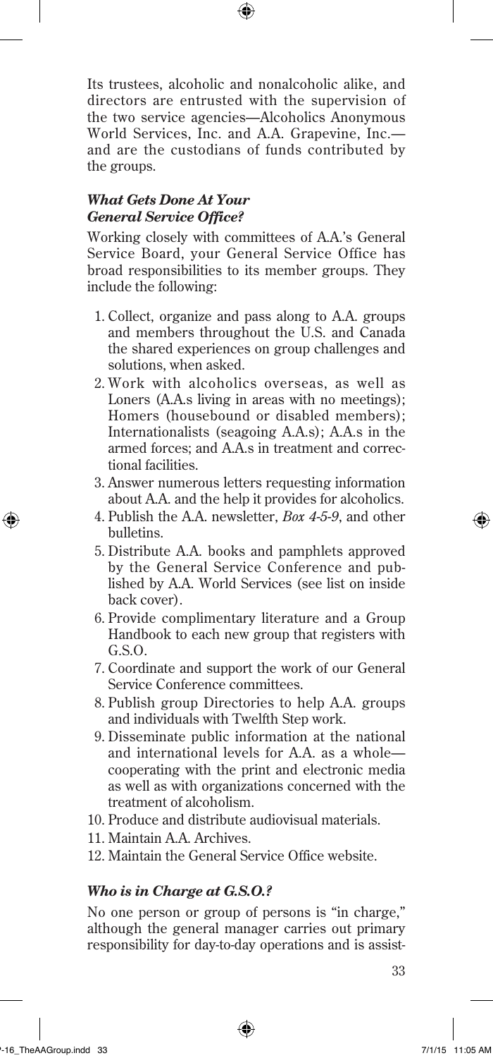Its trustees, alcoholic and nonalcoholic alike, and directors are entrusted with the supervision of the two service agencies—Alcoholics Anonymous World Services, Inc. and A.A. Grapevine, Inc.—and are the custodians of funds contributed by the groups.

### *What Gets Done At Your General Service Office?*

Working closely with committees of A.A.'s General Service Board, your General Service Office has broad responsibilities to its member groups. They include the following:

1. Collect, organize and pass along to A.A. groups and members throughout the U.S. and Canada the shared experiences on group challenges and solutions, when asked.
2. Work with alcoholics overseas, as well as Loners (A.A.s living in areas with no meetings); Homers (housebound or disabled members); Internationalists (seagoing A.A.s); A.A.s in the armed forces; and A.A.s in treatment and correctional facilities.
3. Answer numerous letters requesting information about A.A. and the help it provides for alcoholics.
4. Publish the A.A. newsletter, *Box 4-5-9*, and other bulletins.
5. Distribute A.A. books and pamphlets approved by the General Service Conference and published by A.A. World Services (see list on inside back cover).
6. Provide complimentary literature and a Group Handbook to each new group that registers with G.S.O.
7. Coordinate and support the work of our General Service Conference committees.
8. Publish group Directories to help A.A. groups and individuals with Twelfth Step work.
9. Disseminate public information at the national and international levels for A.A. as a whole—cooperating with the print and electronic media as well as with organizations concerned with the treatment of alcoholism.
10. Produce and distribute audiovisual materials.
11. Maintain A.A. Archives.
12. Maintain the General Service Office website.

### *Who is in Charge at G.S.O.?*

No one person or group of persons is "in charge," although the general manager carries out primary responsibility for day-to-day operations and is assist-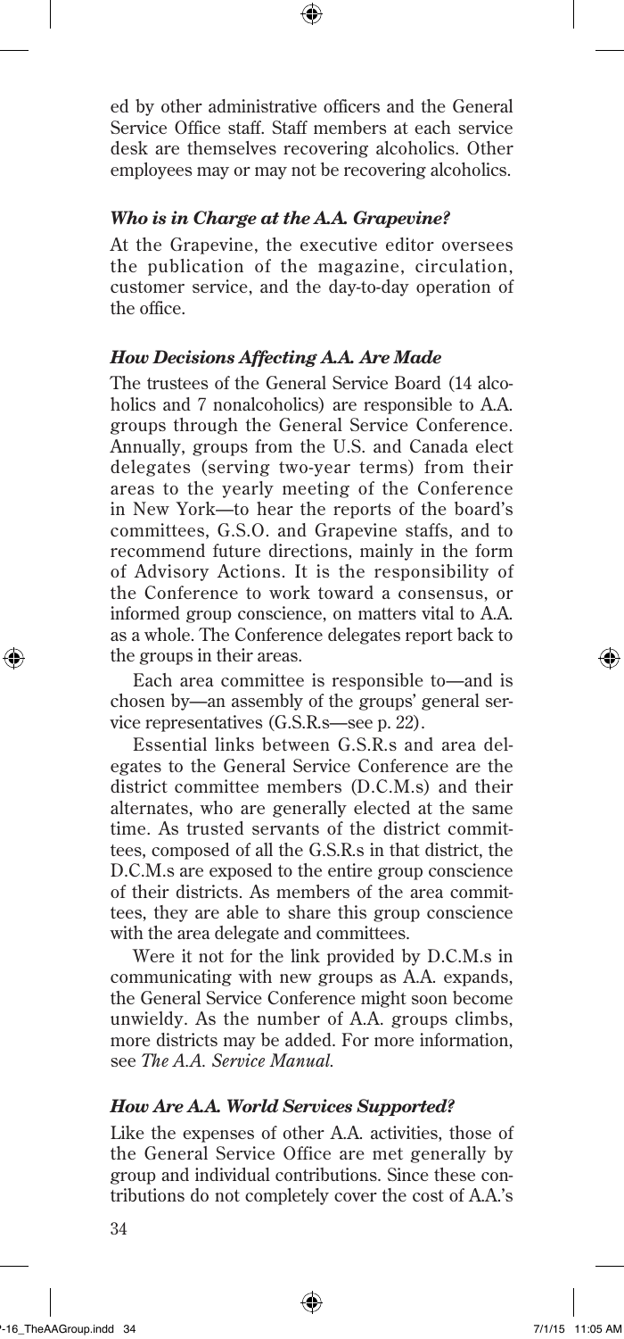ed by other administrative officers and the General Service Office staff. Staff members at each service desk are themselves recovering alcoholics. Other employees may or may not be recovering alcoholics.

### *Who is in Charge at the A.A. Grapevine?*

At the Grapevine, the executive editor oversees the publication of the magazine, circulation, customer service, and the day-to-day operation of the office.

### *How Decisions Affecting A.A. Are Made*

The trustees of the General Service Board (14 alcoholics and 7 nonalcoholics) are responsible to A.A. groups through the General Service Conference. Annually, groups from the U.S. and Canada elect delegates (serving two-year terms) from their areas to the yearly meeting of the Conference in New York—to hear the reports of the board's committees, G.S.O. and Grapevine staffs, and to recommend future directions, mainly in the form of Advisory Actions. It is the responsibility of the Conference to work toward a consensus, or informed group conscience, on matters vital to A.A. as a whole. The Conference delegates report back to the groups in their areas.

Each area committee is responsible to—and is chosen by—an assembly of the groups' general service representatives (G.S.R.s—see p. 22).

Essential links between G.S.R.s and area delegates to the General Service Conference are the district committee members (D.C.M.s) and their alternates, who are generally elected at the same time. As trusted servants of the district committees, composed of all the G.S.R.s in that district, the D.C.M.s are exposed to the entire group conscience of their districts. As members of the area committees, they are able to share this group conscience with the area delegate and committees.

Were it not for the link provided by D.C.M.s in communicating with new groups as A.A. expands, the General Service Conference might soon become unwieldy. As the number of A.A. groups climbs, more districts may be added. For more information, see *The A.A. Service Manual.*

### *How Are A.A. World Services Supported?*

Like the expenses of other A.A. activities, those of the General Service Office are met generally by group and individual contributions. Since these contributions do not completely cover the cost of A.A.'s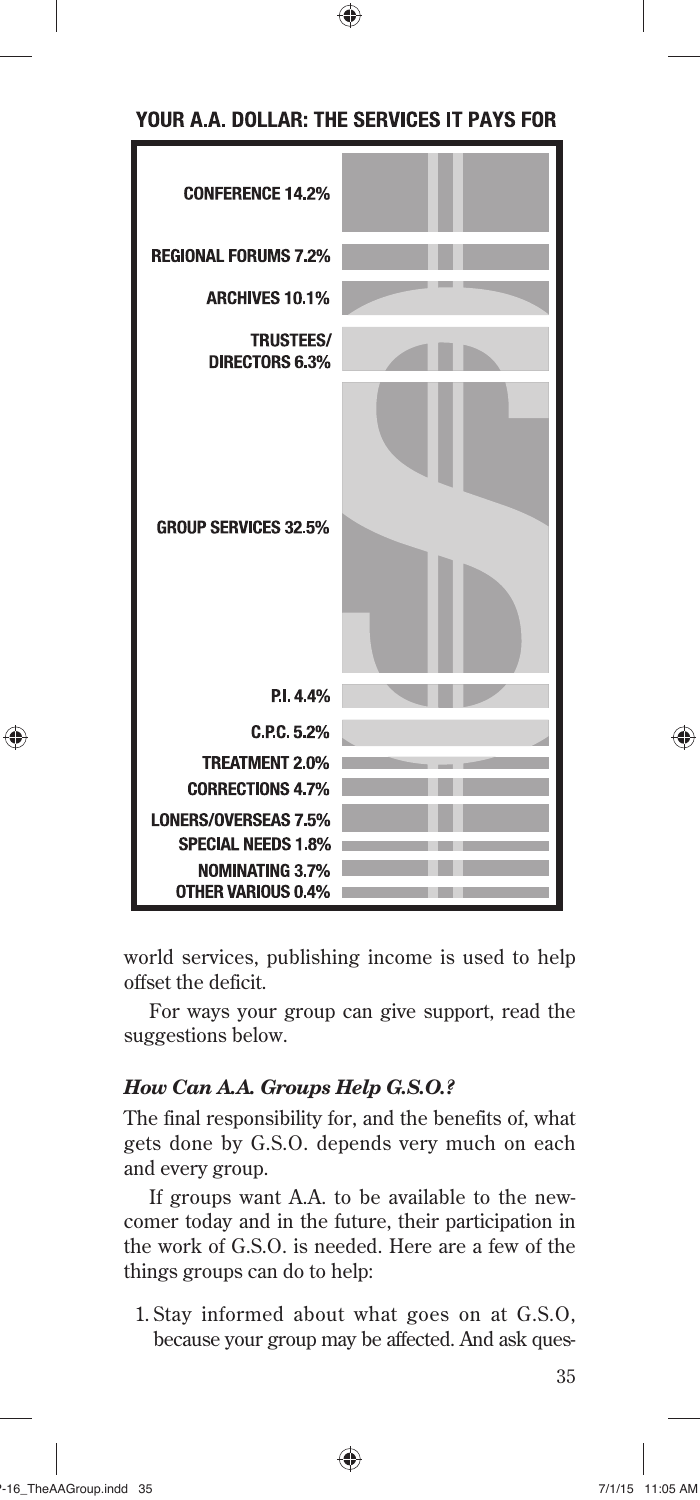**YOUR A.A. DOLLAR: THE SERVICES IT PAYS FOR**

| Service | Percentage |
|---|---|
| CONFERENCE | 14.2% |
| REGIONAL FORUMS | 7.2% |
| ARCHIVES | 10.1% |
| TRUSTEES/DIRECTORS | 6.3% |
| GROUP SERVICES | 32.5% |
| P.I. | 4.4% |
| C.P.C. | 5.2% |
| TREATMENT | 2.0% |
| CORRECTIONS | 4.7% |
| LONERS/OVERSEAS | 7.5% |
| SPECIAL NEEDS | 1.8% |
| NOMINATING | 3.7% |
| OTHER VARIOUS | 0.4% |

world services, publishing income is used to help offset the deficit.

For ways your group can give support, read the suggestions below.

### *How Can A.A. Groups Help G.S.O.?*

The final responsibility for, and the benefits of, what gets done by G.S.O. depends very much on each and every group.

If groups want A.A. to be available to the newcomer today and in the future, their participation in the work of G.S.O. is needed. Here are a few of the things groups can do to help:

1. Stay informed about what goes on at G.S.O, because your group may be affected. And ask ques-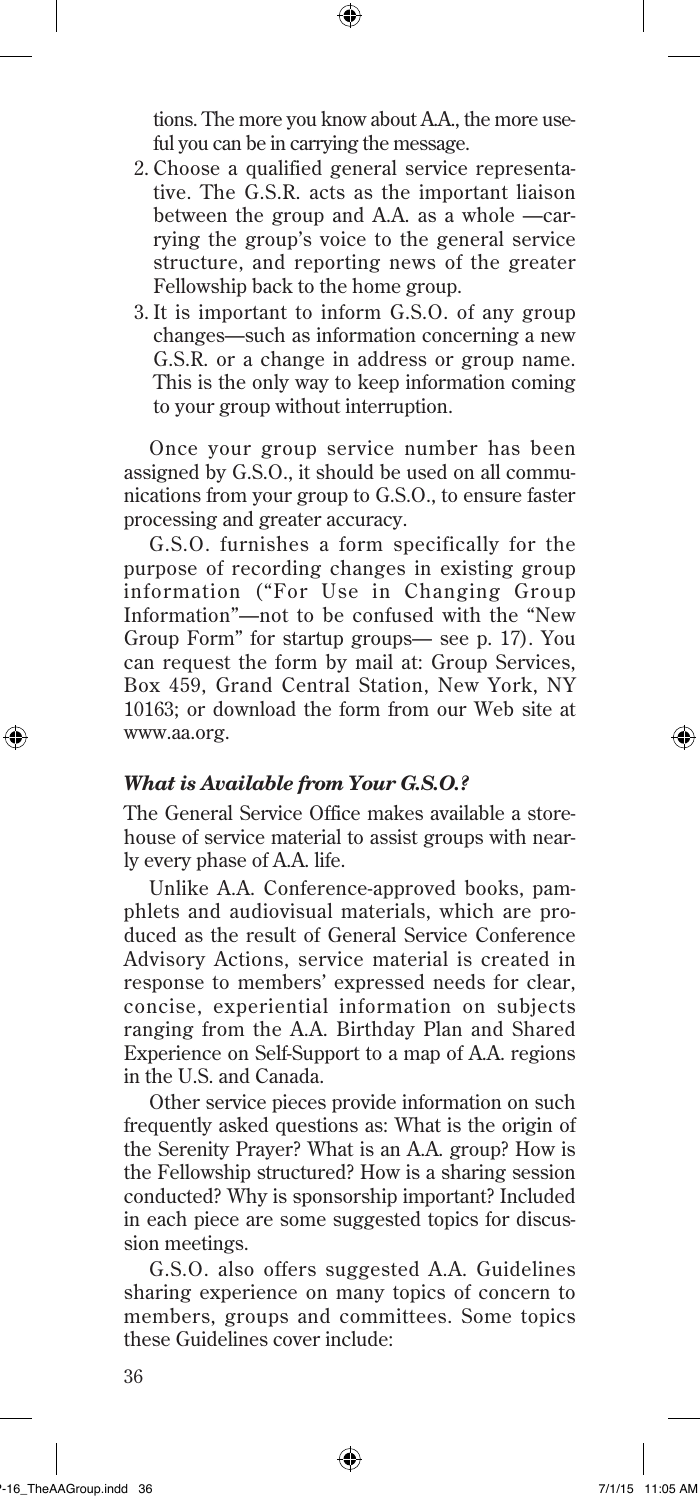tions. The more you know about A.A., the more useful you can be in carrying the message.

2. Choose a qualified general service representative. The G.S.R. acts as the important liaison between the group and A.A. as a whole —carrying the group's voice to the general service structure, and reporting news of the greater Fellowship back to the home group.
3. It is important to inform G.S.O. of any group changes—such as information concerning a new G.S.R. or a change in address or group name. This is the only way to keep information coming to your group without interruption.

Once your group service number has been assigned by G.S.O., it should be used on all communications from your group to G.S.O., to ensure faster processing and greater accuracy.

G.S.O. furnishes a form specifically for the purpose of recording changes in existing group information ("For Use in Changing Group Information"—not to be confused with the "New Group Form" for startup groups— see p. 17). You can request the form by mail at: Group Services, Box 459, Grand Central Station, New York, NY 10163; or download the form from our Web site at www.aa.org.

### *What is Available from Your G.S.O.?*

The General Service Office makes available a storehouse of service material to assist groups with nearly every phase of A.A. life.

Unlike A.A. Conference-approved books, pamphlets and audiovisual materials, which are produced as the result of General Service Conference Advisory Actions, service material is created in response to members' expressed needs for clear, concise, experiential information on subjects ranging from the A.A. Birthday Plan and Shared Experience on Self-Support to a map of A.A. regions in the U.S. and Canada.

Other service pieces provide information on such frequently asked questions as: What is the origin of the Serenity Prayer? What is an A.A. group? How is the Fellowship structured? How is a sharing session conducted? Why is sponsorship important? Included in each piece are some suggested topics for discussion meetings.

G.S.O. also offers suggested A.A. Guidelines sharing experience on many topics of concern to members, groups and committees. Some topics these Guidelines cover include: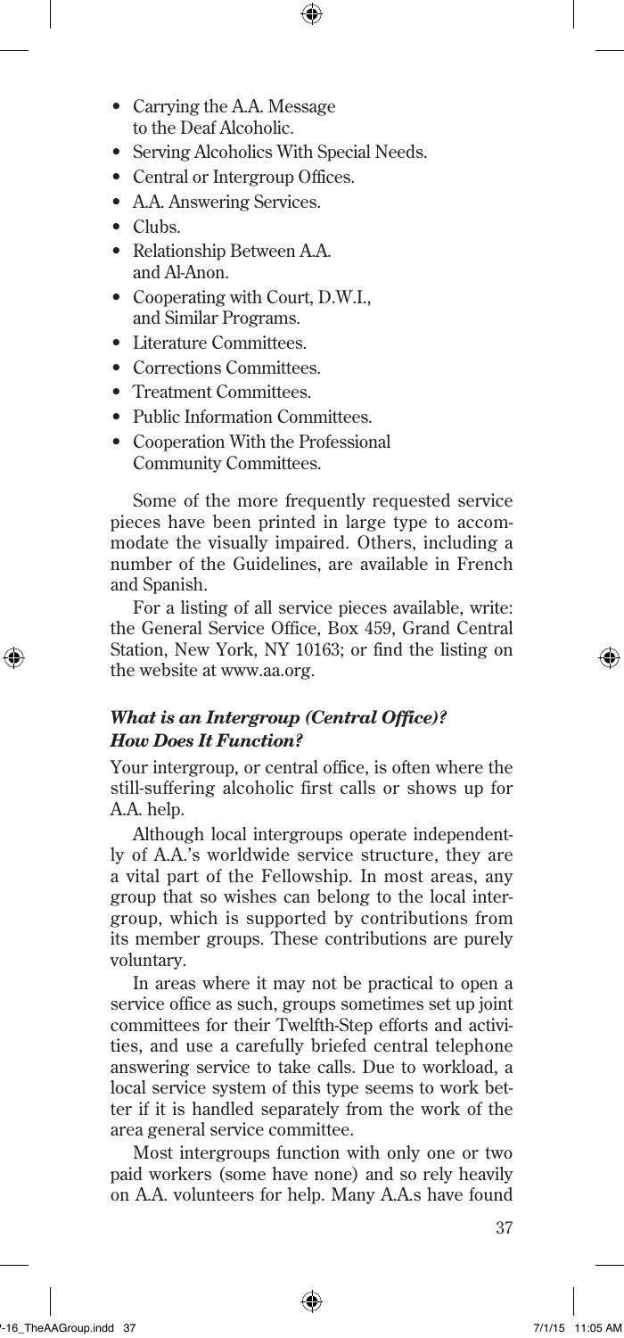- Carrying the A.A. Message to the Deaf Alcoholic.
- Serving Alcoholics With Special Needs.
- Central or Intergroup Offices.
- A.A. Answering Services.
- Clubs.
- Relationship Between A.A. and Al-Anon.
- Cooperating with Court, D.W.I., and Similar Programs.
- Literature Committees.
- Corrections Committees.
- Treatment Committees.
- Public Information Committees.
- Cooperation With the Professional Community Committees.

Some of the more frequently requested service pieces have been printed in large type to accommodate the visually impaired. Others, including a number of the Guidelines, are available in French and Spanish.

For a listing of all service pieces available, write: the General Service Office, Box 459, Grand Central Station, New York, NY 10163; or find the listing on the website at www.aa.org.

### ***What is an Intergroup (Central Office)? How Does It Function?***

Your intergroup, or central office, is often where the still-suffering alcoholic first calls or shows up for A.A. help.

Although local intergroups operate independently of A.A.'s worldwide service structure, they are a vital part of the Fellowship. In most areas, any group that so wishes can belong to the local intergroup, which is supported by contributions from its member groups. These contributions are purely voluntary.

In areas where it may not be practical to open a service office as such, groups sometimes set up joint committees for their Twelfth-Step efforts and activities, and use a carefully briefed central telephone answering service to take calls. Due to workload, a local service system of this type seems to work better if it is handled separately from the work of the area general service committee.

Most intergroups function with only one or two paid workers (some have none) and so rely heavily on A.A. volunteers for help. Many A.A.s have found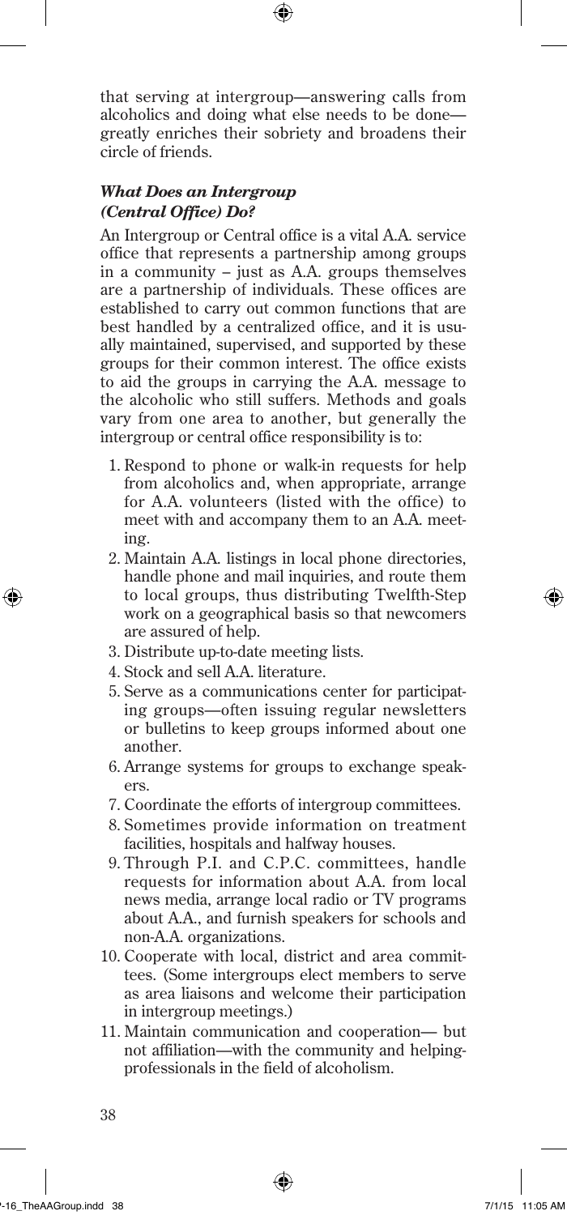that serving at intergroup—answering calls from alcoholics and doing what else needs to be done—greatly enriches their sobriety and broadens their circle of friends.

### *What Does an Intergroup (Central Office) Do?*

An Intergroup or Central office is a vital A.A. service office that represents a partnership among groups in a community – just as A.A. groups themselves are a partnership of individuals. These offices are established to carry out common functions that are best handled by a centralized office, and it is usually maintained, supervised, and supported by these groups for their common interest. The office exists to aid the groups in carrying the A.A. message to the alcoholic who still suffers. Methods and goals vary from one area to another, but generally the intergroup or central office responsibility is to:

1. Respond to phone or walk-in requests for help from alcoholics and, when appropriate, arrange for A.A. volunteers (listed with the office) to meet with and accompany them to an A.A. meeting.
2. Maintain A.A. listings in local phone directories, handle phone and mail inquiries, and route them to local groups, thus distributing Twelfth-Step work on a geographical basis so that newcomers are assured of help.
3. Distribute up-to-date meeting lists.
4. Stock and sell A.A. literature.
5. Serve as a communications center for participating groups—often issuing regular newsletters or bulletins to keep groups informed about one another.
6. Arrange systems for groups to exchange speakers.
7. Coordinate the efforts of intergroup committees.
8. Sometimes provide information on treatment facilities, hospitals and halfway houses.
9. Through P.I. and C.P.C. committees, handle requests for information about A.A. from local news media, arrange local radio or TV programs about A.A., and furnish speakers for schools and non-A.A. organizations.
10. Cooperate with local, district and area committees. (Some intergroups elect members to serve as area liaisons and welcome their participation in intergroup meetings.)
11. Maintain communication and cooperation— but not affiliation—with the community and helping-professionals in the field of alcoholism.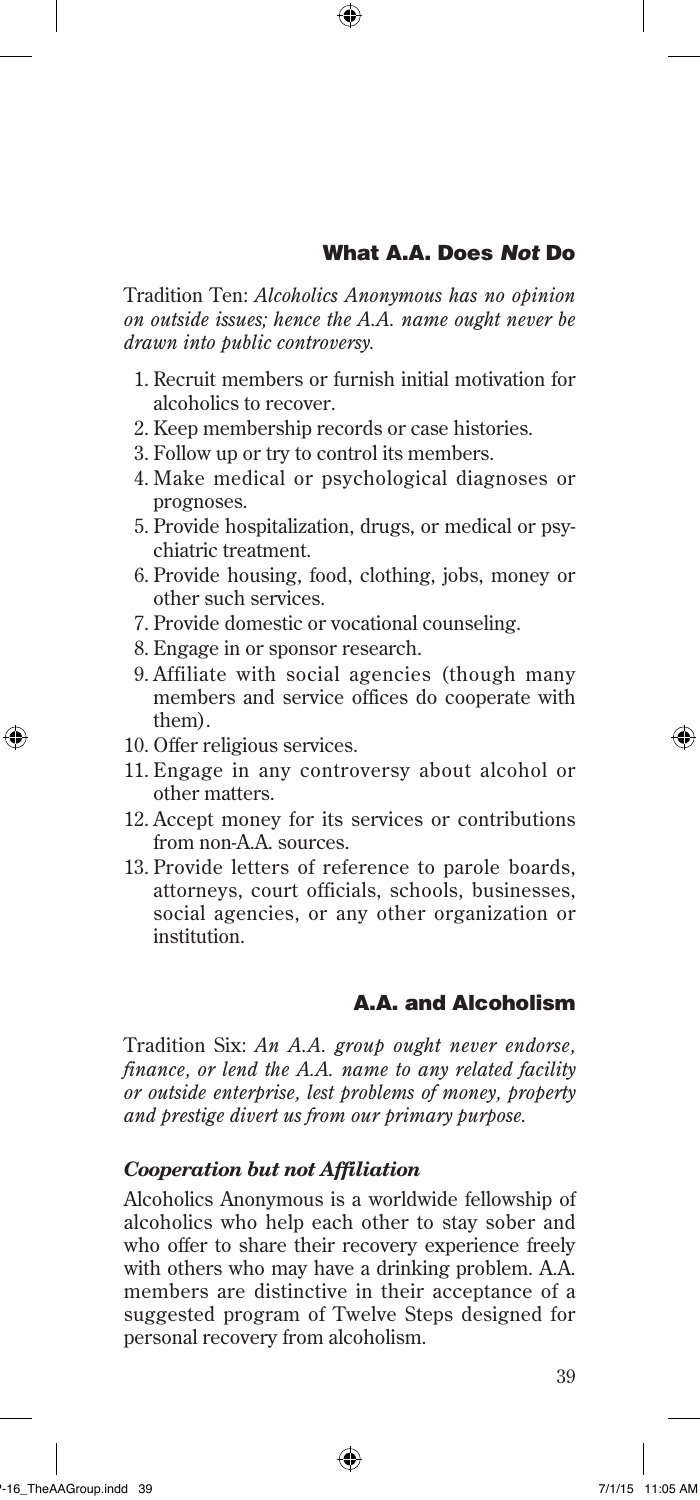## What A.A. Does *Not* Do

Tradition Ten: *Alcoholics Anonymous has no opinion on outside issues; hence the A.A. name ought never be drawn into public controversy.*

1. Recruit members or furnish initial motivation for alcoholics to recover.
2. Keep membership records or case histories.
3. Follow up or try to control its members.
4. Make medical or psychological diagnoses or prognoses.
5. Provide hospitalization, drugs, or medical or psychiatric treatment.
6. Provide housing, food, clothing, jobs, money or other such services.
7. Provide domestic or vocational counseling.
8. Engage in or sponsor research.
9. Affiliate with social agencies (though many members and service offices do cooperate with them).
10. Offer religious services.
11. Engage in any controversy about alcohol or other matters.
12. Accept money for its services or contributions from non-A.A. sources.
13. Provide letters of reference to parole boards, attorneys, court officials, schools, businesses, social agencies, or any other organization or institution.

## A.A. and Alcoholism

Tradition Six: *An A.A. group ought never endorse, finance, or lend the A.A. name to any related facility or outside enterprise, lest problems of money, property and prestige divert us from our primary purpose.*

### *Cooperation but not Affiliation*

Alcoholics Anonymous is a worldwide fellowship of alcoholics who help each other to stay sober and who offer to share their recovery experience freely with others who may have a drinking problem. A.A. members are distinctive in their acceptance of a suggested program of Twelve Steps designed for personal recovery from alcoholism.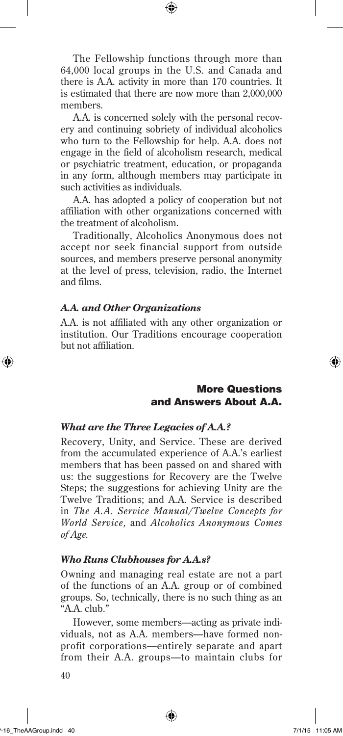The Fellowship functions through more than 64,000 local groups in the U.S. and Canada and there is A.A. activity in more than 170 countries. It is estimated that there are now more than 2,000,000 members.

A.A. is concerned solely with the personal recovery and continuing sobriety of individual alcoholics who turn to the Fellowship for help. A.A. does not engage in the field of alcoholism research, medical or psychiatric treatment, education, or propaganda in any form, although members may participate in such activities as individuals.

A.A. has adopted a policy of cooperation but not affiliation with other organizations concerned with the treatment of alcoholism.

Traditionally, Alcoholics Anonymous does not accept nor seek financial support from outside sources, and members preserve personal anonymity at the level of press, television, radio, the Internet and films.

### *A.A. and Other Organizations*

A.A. is not affiliated with any other organization or institution. Our Traditions encourage cooperation but not affiliation.

## More Questions and Answers About A.A.

### *What are the Three Legacies of A.A.?*

Recovery, Unity, and Service. These are derived from the accumulated experience of A.A.'s earliest members that has been passed on and shared with us: the suggestions for Recovery are the Twelve Steps; the suggestions for achieving Unity are the Twelve Traditions; and A.A. Service is described in *The A.A. Service Manual/Twelve Concepts for World Service,* and *Alcoholics Anonymous Comes of Age.*

### *Who Runs Clubhouses for A.A.s?*

Owning and managing real estate are not a part of the functions of an A.A. group or of combined groups. So, technically, there is no such thing as an "A.A. club."

However, some members—acting as private individuals, not as A.A. members—have formed nonprofit corporations—entirely separate and apart from their A.A. groups—to maintain clubs for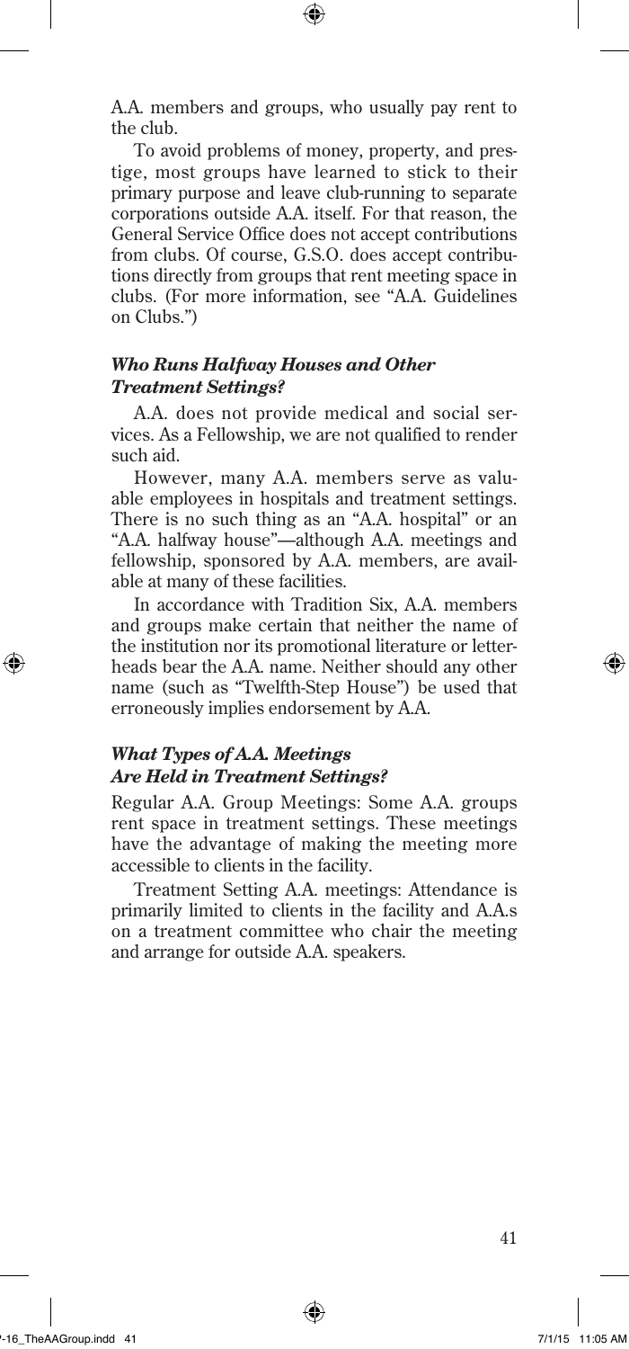A.A. members and groups, who usually pay rent to the club.

To avoid problems of money, property, and prestige, most groups have learned to stick to their primary purpose and leave club-running to separate corporations outside A.A. itself. For that reason, the General Service Office does not accept contributions from clubs. Of course, G.S.O. does accept contributions directly from groups that rent meeting space in clubs. (For more information, see "A.A. Guidelines on Clubs.")

### *Who Runs Halfway Houses and Other Treatment Settings?*

A.A. does not provide medical and social services. As a Fellowship, we are not qualified to render such aid.

However, many A.A. members serve as valuable employees in hospitals and treatment settings. There is no such thing as an "A.A. hospital" or an "A.A. halfway house"—although A.A. meetings and fellowship, sponsored by A.A. members, are available at many of these facilities.

In accordance with Tradition Six, A.A. members and groups make certain that neither the name of the institution nor its promotional literature or letterheads bear the A.A. name. Neither should any other name (such as "Twelfth-Step House") be used that erroneously implies endorsement by A.A.

### *What Types of A.A. Meetings Are Held in Treatment Settings?*

Regular A.A. Group Meetings: Some A.A. groups rent space in treatment settings. These meetings have the advantage of making the meeting more accessible to clients in the facility.

Treatment Setting A.A. meetings: Attendance is primarily limited to clients in the facility and A.A.s on a treatment committee who chair the meeting and arrange for outside A.A. speakers.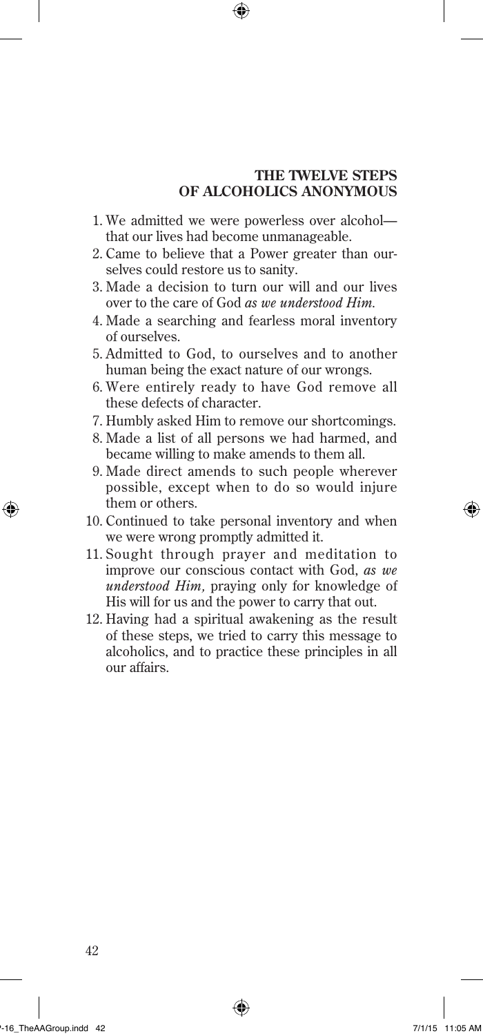## THE TWELVE STEPS OF ALCOHOLICS ANONYMOUS

1. We admitted we were powerless over alcohol—that our lives had become unmanageable.
2. Came to believe that a Power greater than ourselves could restore us to sanity.
3. Made a decision to turn our will and our lives over to the care of God *as we understood Him.*
4. Made a searching and fearless moral inventory of ourselves.
5. Admitted to God, to ourselves and to another human being the exact nature of our wrongs.
6. Were entirely ready to have God remove all these defects of character.
7. Humbly asked Him to remove our shortcomings.
8. Made a list of all persons we had harmed, and became willing to make amends to them all.
9. Made direct amends to such people wherever possible, except when to do so would injure them or others.
10. Continued to take personal inventory and when we were wrong promptly admitted it.
11. Sought through prayer and meditation to improve our conscious contact with God, *as we understand Him,* praying only for knowledge of His will for us and the power to carry that out.
12. Having had a spiritual awakening as the result of these steps, we tried to carry this message to alcoholics, and to practice these principles in all our affairs.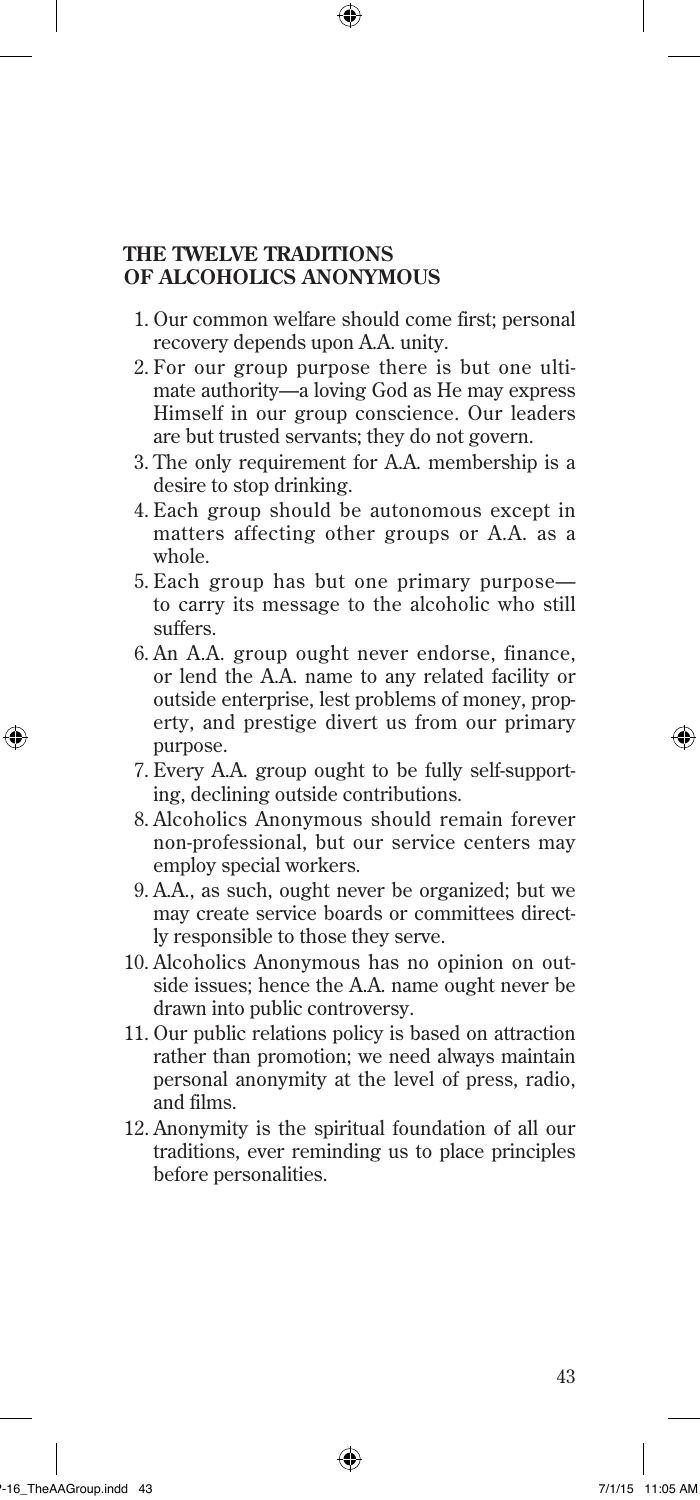## THE TWELVE TRADITIONS OF ALCOHOLICS ANONYMOUS

1. Our common welfare should come first; personal recovery depends upon A.A. unity.
2. For our group purpose there is but one ultimate authority—a loving God as He may express Himself in our group conscience. Our leaders are but trusted servants; they do not govern.
3. The only requirement for A.A. membership is a desire to stop drinking.
4. Each group should be autonomous except in matters affecting other groups or A.A. as a whole.
5. Each group has but one primary purpose—to carry its message to the alcoholic who still suffers.
6. An A.A. group ought never endorse, finance, or lend the A.A. name to any related facility or outside enterprise, lest problems of money, property, and prestige divert us from our primary purpose.
7. Every A.A. group ought to be fully self-supporting, declining outside contributions.
8. Alcoholics Anonymous should remain forever non-professional, but our service centers may employ special workers.
9. A.A., as such, ought never be organized; but we may create service boards or committees directly responsible to those they serve.
10. Alcoholics Anonymous has no opinion on outside issues; hence the A.A. name ought never be drawn into public controversy.
11. Our public relations policy is based on attraction rather than promotion; we need always maintain personal anonymity at the level of press, radio, and films.
12. Anonymity is the spiritual foundation of all our traditions, ever reminding us to place principles before personalities.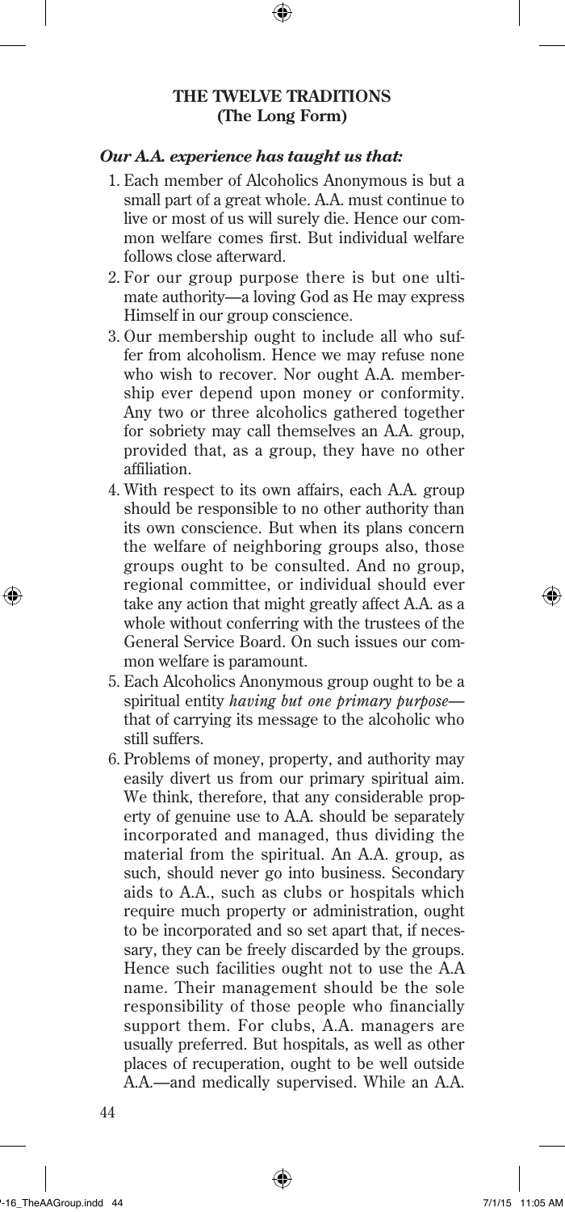## THE TWELVE TRADITIONS
## (The Long Form)

***Our A.A. experience has taught us that:***

1. Each member of Alcoholics Anonymous is but a small part of a great whole. A.A. must continue to live or most of us will surely die. Hence our common welfare comes first. But individual welfare follows close afterward.
2. For our group purpose there is but one ultimate authority—a loving God as He may express Himself in our group conscience.
3. Our membership ought to include all who suffer from alcoholism. Hence we may refuse none who wish to recover. Nor ought A.A. membership ever depend upon money or conformity. Any two or three alcoholics gathered together for sobriety may call themselves an A.A. group, provided that, as a group, they have no other affiliation.
4. With respect to its own affairs, each A.A. group should be responsible to no other authority than its own conscience. But when its plans concern the welfare of neighboring groups also, those groups ought to be consulted. And no group, regional committee, or individual should ever take any action that might greatly affect A.A. as a whole without conferring with the trustees of the General Service Board. On such issues our common welfare is paramount.
5. Each Alcoholics Anonymous group ought to be a spiritual entity *having but one primary purpose*—that of carrying its message to the alcoholic who still suffers.
6. Problems of money, property, and authority may easily divert us from our primary spiritual aim. We think, therefore, that any considerable property of genuine use to A.A. should be separately incorporated and managed, thus dividing the material from the spiritual. An A.A. group, as such, should never go into business. Secondary aids to A.A., such as clubs or hospitals which require much property or administration, ought to be incorporated and so set apart that, if necessary, they can be freely discarded by the groups. Hence such facilities ought not to use the A.A name. Their management should be the sole responsibility of those people who financially support them. For clubs, A.A. managers are usually preferred. But hospitals, as well as other places of recuperation, ought to be well outside A.A.—and medically supervised. While an A.A.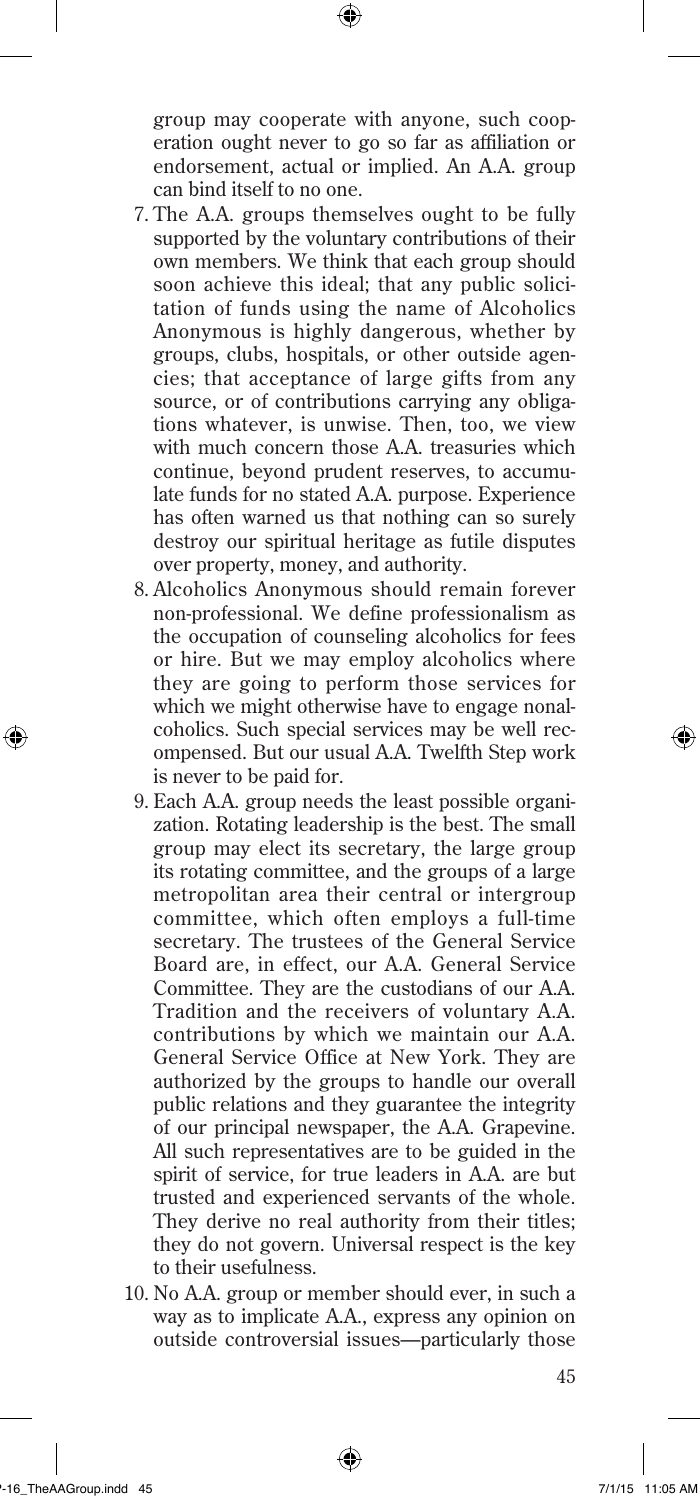group may cooperate with anyone, such cooperation ought never to go so far as affiliation or endorsement, actual or implied. An A.A. group can bind itself to no one.

7. The A.A. groups themselves ought to be fully supported by the voluntary contributions of their own members. We think that each group should soon achieve this ideal; that any public solicitation of funds using the name of Alcoholics Anonymous is highly dangerous, whether by groups, clubs, hospitals, or other outside agencies; that acceptance of large gifts from any source, or of contributions carrying any obligations whatever, is unwise. Then, too, we view with much concern those A.A. treasuries which continue, beyond prudent reserves, to accumulate funds for no stated A.A. purpose. Experience has often warned us that nothing can so surely destroy our spiritual heritage as futile disputes over property, money, and authority.
8. Alcoholics Anonymous should remain forever non-professional. We define professionalism as the occupation of counseling alcoholics for fees or hire. But we may employ alcoholics where they are going to perform those services for which we might otherwise have to engage nonalcoholics. Such special services may be well recompensed. But our usual A.A. Twelfth Step work is never to be paid for.
9. Each A.A. group needs the least possible organization. Rotating leadership is the best. The small group may elect its secretary, the large group its rotating committee, and the groups of a large metropolitan area their central or intergroup committee, which often employs a full-time secretary. The trustees of the General Service Board are, in effect, our A.A. General Service Committee. They are the custodians of our A.A. Tradition and the receivers of voluntary A.A. contributions by which we maintain our A.A. General Service Office at New York. They are authorized by the groups to handle our overall public relations and they guarantee the integrity of our principal newspaper, the A.A. Grapevine. All such representatives are to be guided in the spirit of service, for true leaders in A.A. are but trusted and experienced servants of the whole. They derive no real authority from their titles; they do not govern. Universal respect is the key to their usefulness.
10. No A.A. group or member should ever, in such a way as to implicate A.A., express any opinion on outside controversial issues—particularly those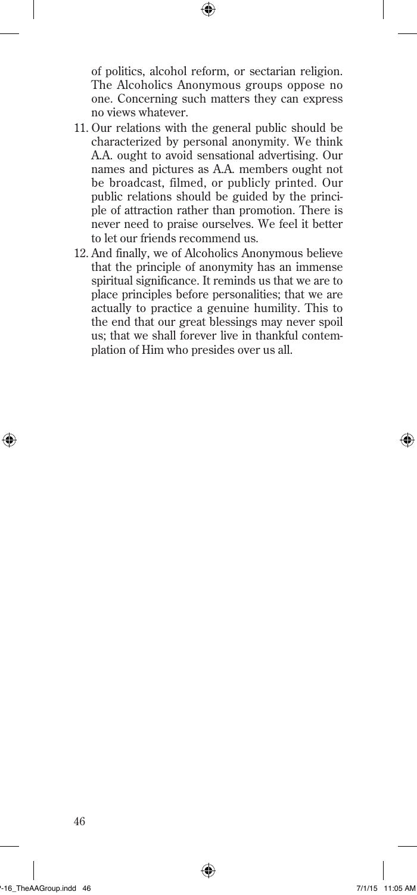of politics, alcohol reform, or sectarian religion. The Alcoholics Anonymous groups oppose no one. Concerning such matters they can express no views whatever.

11. Our relations with the general public should be characterized by personal anonymity. We think A.A. ought to avoid sensational advertising. Our names and pictures as A.A. members ought not be broadcast, filmed, or publicly printed. Our public relations should be guided by the principle of attraction rather than promotion. There is never need to praise ourselves. We feel it better to let our friends recommend us.
12. And finally, we of Alcoholics Anonymous believe that the principle of anonymity has an immense spiritual significance. It reminds us that we are to place principles before personalities; that we are actually to practice a genuine humility. This to the end that our great blessings may never spoil us; that we shall forever live in thankful contemplation of Him who presides over us all.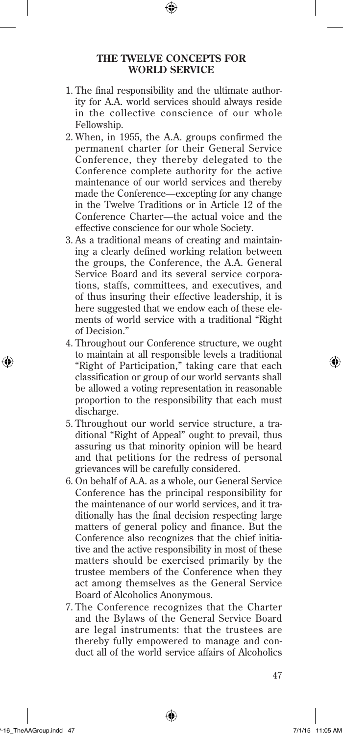## THE TWELVE CONCEPTS FOR WORLD SERVICE

1. The final responsibility and the ultimate authority for A.A. world services should always reside in the collective conscience of our whole Fellowship.
2. When, in 1955, the A.A. groups confirmed the permanent charter for their General Service Conference, they thereby delegated to the Conference complete authority for the active maintenance of our world services and thereby made the Conference—excepting for any change in the Twelve Traditions or in Article 12 of the Conference Charter—the actual voice and the effective conscience for our whole Society.
3. As a traditional means of creating and maintaining a clearly defined working relation between the groups, the Conference, the A.A. General Service Board and its several service corporations, staffs, committees, and executives, and of thus insuring their effective leadership, it is here suggested that we endow each of these elements of world service with a traditional "Right of Decision."
4. Throughout our Conference structure, we ought to maintain at all responsible levels a traditional "Right of Participation," taking care that each classification or group of our world servants shall be allowed a voting representation in reasonable proportion to the responsibility that each must discharge.
5. Throughout our world service structure, a traditional "Right of Appeal" ought to prevail, thus assuring us that minority opinion will be heard and that petitions for the redress of personal grievances will be carefully considered.
6. On behalf of A.A. as a whole, our General Service Conference has the principal responsibility for the maintenance of our world services, and it traditionally has the final decision respecting large matters of general policy and finance. But the Conference also recognizes that the chief initiative and the active responsibility in most of these matters should be exercised primarily by the trustee members of the Conference when they act among themselves as the General Service Board of Alcoholics Anonymous.
7. The Conference recognizes that the Charter and the Bylaws of the General Service Board are legal instruments: that the trustees are thereby fully empowered to manage and conduct all of the world service affairs of Alcoholics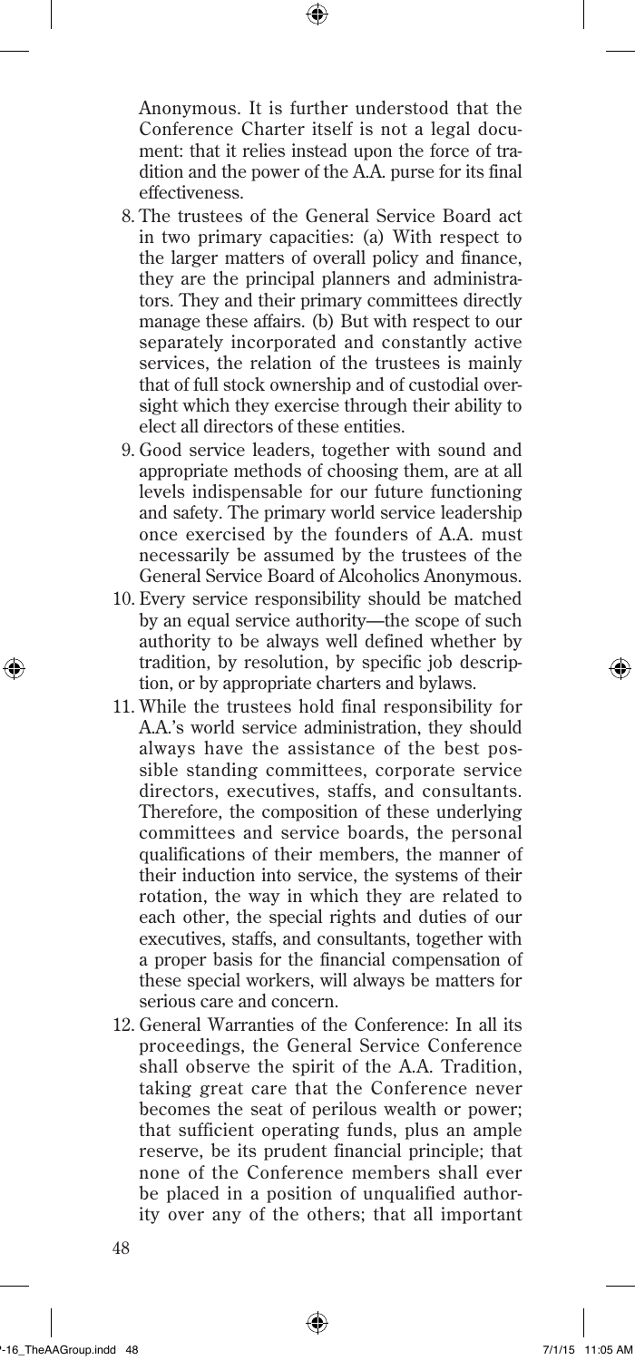Anonymous. It is further understood that the Conference Charter itself is not a legal document: that it relies instead upon the force of tradition and the power of the A.A. purse for its final effectiveness.

8. The trustees of the General Service Board act in two primary capacities: (a) With respect to the larger matters of overall policy and finance, they are the principal planners and administrators. They and their primary committees directly manage these affairs. (b) But with respect to our separately incorporated and constantly active services, the relation of the trustees is mainly that of full stock ownership and of custodial oversight which they exercise through their ability to elect all directors of these entities.
9. Good service leaders, together with sound and appropriate methods of choosing them, are at all levels indispensable for our future functioning and safety. The primary world service leadership once exercised by the founders of A.A. must necessarily be assumed by the trustees of the General Service Board of Alcoholics Anonymous.
10. Every service responsibility should be matched by an equal service authority—the scope of such authority to be always well defined whether by tradition, by resolution, by specific job description, or by appropriate charters and bylaws.
11. While the trustees hold final responsibility for A.A.'s world service administration, they should always have the assistance of the best possible standing committees, corporate service directors, executives, staffs, and consultants. Therefore, the composition of these underlying committees and service boards, the personal qualifications of their members, the manner of their induction into service, the systems of their rotation, the way in which they are related to each other, the special rights and duties of our executives, staffs, and consultants, together with a proper basis for the financial compensation of these special workers, will always be matters for serious care and concern.
12. General Warranties of the Conference: In all its proceedings, the General Service Conference shall observe the spirit of the A.A. Tradition, taking great care that the Conference never becomes the seat of perilous wealth or power; that sufficient operating funds, plus an ample reserve, be its prudent financial principle; that none of the Conference members shall ever be placed in a position of unqualified authority over any of the others; that all important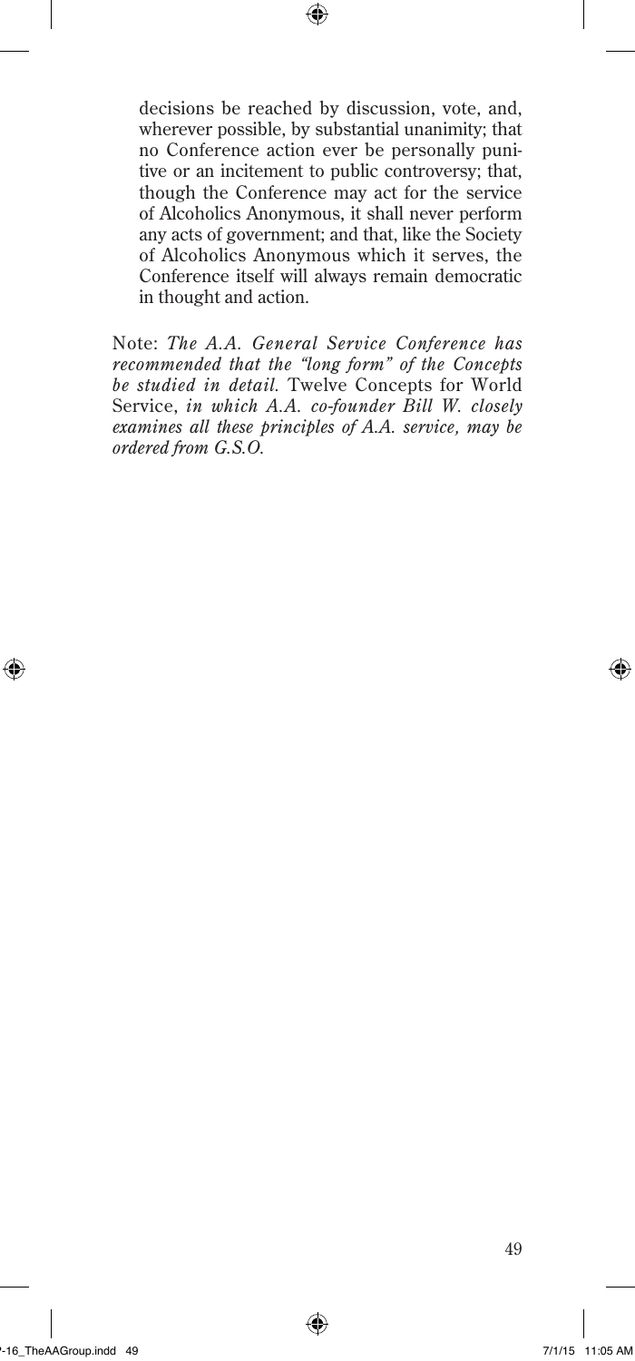decisions be reached by discussion, vote, and, wherever possible, by substantial unanimity; that no Conference action ever be personally punitive or an incitement to public controversy; that, though the Conference may act for the service of Alcoholics Anonymous, it shall never perform any acts of government; and that, like the Society of Alcoholics Anonymous which it serves, the Conference itself will always remain democratic in thought and action.

Note: *The A.A. General Service Conference has recommended that the "long form" of the Concepts be studied in detail.* Twelve Concepts for World Service, *in which A.A. co-founder Bill W. closely examines all these principles of A.A. service, may be ordered from G.S.O.*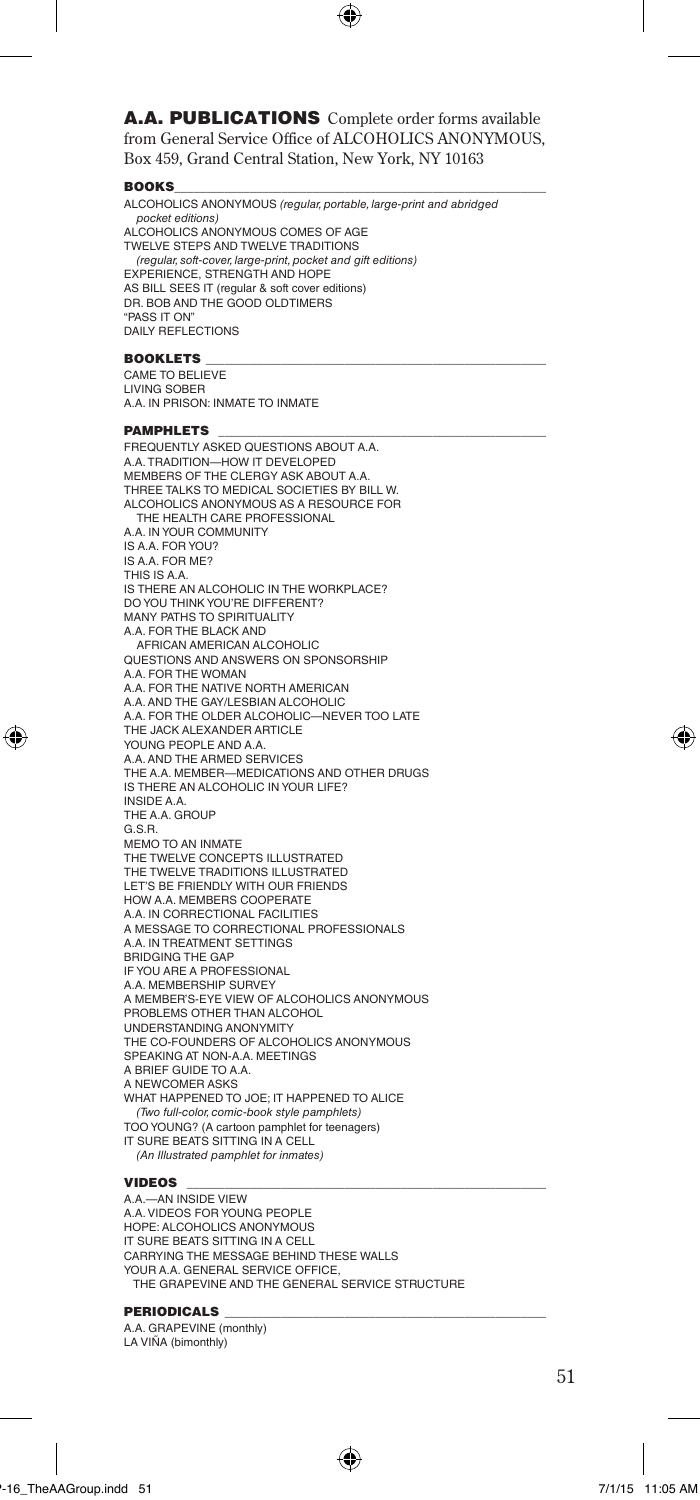## A.A. PUBLICATIONS

Complete order forms available from General Service Office of ALCOHOLICS ANONYMOUS, Box 459, Grand Central Station, New York, NY 10163

### BOOKS

ALCOHOLICS ANONYMOUS *(regular, portable, large-print and abridged pocket editions)*
ALCOHOLICS ANONYMOUS COMES OF AGE
TWELVE STEPS AND TWELVE TRADITIONS
*(regular, soft-cover, large-print, pocket and gift editions)*
EXPERIENCE, STRENGTH AND HOPE
AS BILL SEES IT (regular & soft cover editions)
DR. BOB AND THE GOOD OLDTIMERS
"PASS IT ON"
DAILY REFLECTIONS

### BOOKLETS

CAME TO BELIEVE
LIVING SOBER
A.A. IN PRISON: INMATE TO INMATE

### PAMPHLETS

FREQUENTLY ASKED QUESTIONS ABOUT A.A.
A.A. TRADITION—HOW IT DEVELOPED
MEMBERS OF THE CLERGY ASK ABOUT A.A.
THREE TALKS TO MEDICAL SOCIETIES BY BILL W.
ALCOHOLICS ANONYMOUS AS A RESOURCE FOR THE HEALTH CARE PROFESSIONAL
A.A. IN YOUR COMMUNITY
IS A.A. FOR YOU?
IS A.A. FOR ME?
THIS IS A.A.
IS THERE AN ALCOHOLIC IN THE WORKPLACE?
DO YOU THINK YOU'RE DIFFERENT?
MANY PATHS TO SPIRITUALITY
A.A. FOR THE BLACK AND AFRICAN AMERICAN ALCOHOLIC
QUESTIONS AND ANSWERS ON SPONSORSHIP
A.A. FOR THE WOMAN
A.A. FOR THE NATIVE NORTH AMERICAN
A.A. AND THE GAY/LESBIAN ALCOHOLIC
A.A. FOR THE OLDER ALCOHOLIC—NEVER TOO LATE
THE JACK ALEXANDER ARTICLE
YOUNG PEOPLE AND A.A.
A.A. AND THE ARMED SERVICES
THE A.A. MEMBER—MEDICATIONS AND OTHER DRUGS
IS THERE AN ALCOHOLIC IN YOUR LIFE?
INSIDE A.A.
THE A.A. GROUP
G.S.R.
MEMO TO AN INMATE
THE TWELVE CONCEPTS ILLUSTRATED
THE TWELVE TRADITIONS ILLUSTRATED
LET'S BE FRIENDLY WITH OUR FRIENDS
HOW A.A. MEMBERS COOPERATE
A.A. IN CORRECTIONAL FACILITIES
A MESSAGE TO CORRECTIONAL PROFESSIONALS
A.A. IN TREATMENT SETTINGS
BRIDGING THE GAP
IF YOU ARE A PROFESSIONAL
A.A. MEMBERSHIP SURVEY
A MEMBER'S-EYE VIEW OF ALCOHOLICS ANONYMOUS
PROBLEMS OTHER THAN ALCOHOL
UNDERSTANDING ANONYMITY
THE CO-FOUNDERS OF ALCOHOLICS ANONYMOUS
SPEAKING AT NON-A.A. MEETINGS
A BRIEF GUIDE TO A.A.
A NEWCOMER ASKS
WHAT HAPPENED TO JOE; IT HAPPENED TO ALICE
*(Two full-color, comic-book style pamphlets)*
TOO YOUNG? (A cartoon pamphlet for teenagers)
IT SURE BEATS SITTING IN A CELL
*(An Illustrated pamphlet for inmates)*

### VIDEOS

A.A.—AN INSIDE VIEW
A.A. VIDEOS FOR YOUNG PEOPLE
HOPE: ALCOHOLICS ANONYMOUS
IT SURE BEATS SITTING IN A CELL
CARRYING THE MESSAGE BEHIND THESE WALLS
YOUR A.A. GENERAL SERVICE OFFICE, THE GRAPEVINE AND THE GENERAL SERVICE STRUCTURE

### PERIODICALS

A.A. GRAPEVINE (monthly)
LA VIÑA (bimonthly)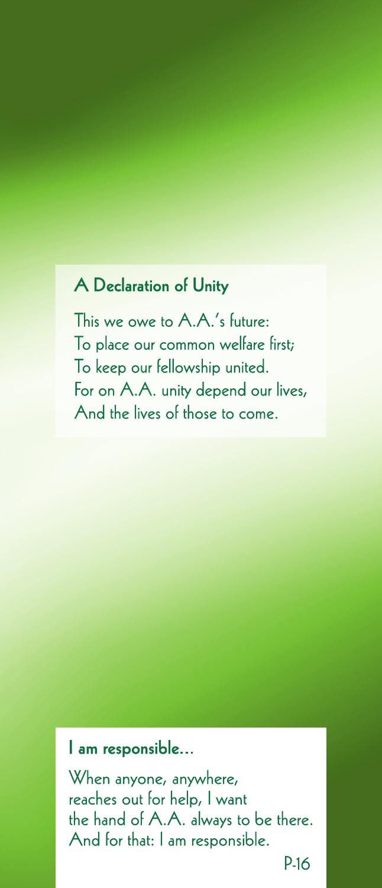## A Declaration of Unity

This we owe to A.A.'s future:
To place our common welfare first;
To keep our fellowship united.
For on A.A. unity depend our lives,
And the lives of those to come.

## I am responsible...

When anyone, anywhere,
reaches out for help, I want
the hand of A.A. always to be there.
And for that: I am responsible.

P-16